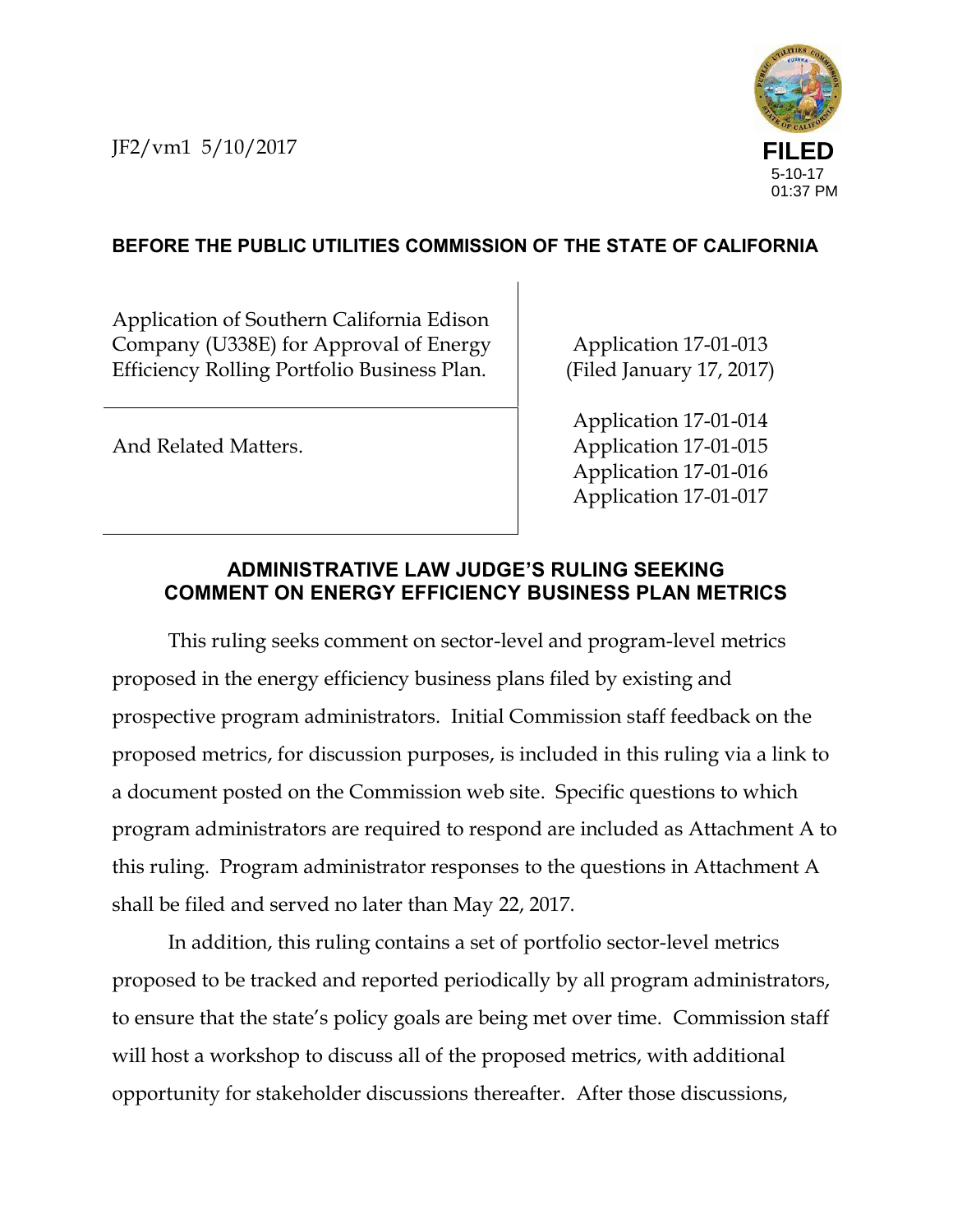JF2/vm1 5/10/2017

**FILED**
5-10-17
01:37 PM

**BEFORE THE PUBLIC UTILITIES COMMISSION OF THE STATE OF CALIFORNIA**

| | |
|---|---|
| Application of Southern California Edison Company (U338E) for Approval of Energy Efficiency Rolling Portfolio Business Plan. | Application 17-01-013 (Filed January 17, 2017) |
| And Related Matters. | Application 17-01-014<br>Application 17-01-015<br>Application 17-01-016<br>Application 17-01-017 |

## ADMINISTRATIVE LAW JUDGE'S RULING SEEKING COMMENT ON ENERGY EFFICIENCY BUSINESS PLAN METRICS

This ruling seeks comment on sector-level and program-level metrics proposed in the energy efficiency business plans filed by existing and prospective program administrators. Initial Commission staff feedback on the proposed metrics, for discussion purposes, is included in this ruling via a link to a document posted on the Commission web site. Specific questions to which program administrators are required to respond are included as Attachment A to this ruling. Program administrator responses to the questions in Attachment A shall be filed and served no later than May 22, 2017.

In addition, this ruling contains a set of portfolio sector-level metrics proposed to be tracked and reported periodically by all program administrators, to ensure that the state's policy goals are being met over time. Commission staff will host a workshop to discuss all of the proposed metrics, with additional opportunity for stakeholder discussions thereafter. After those discussions,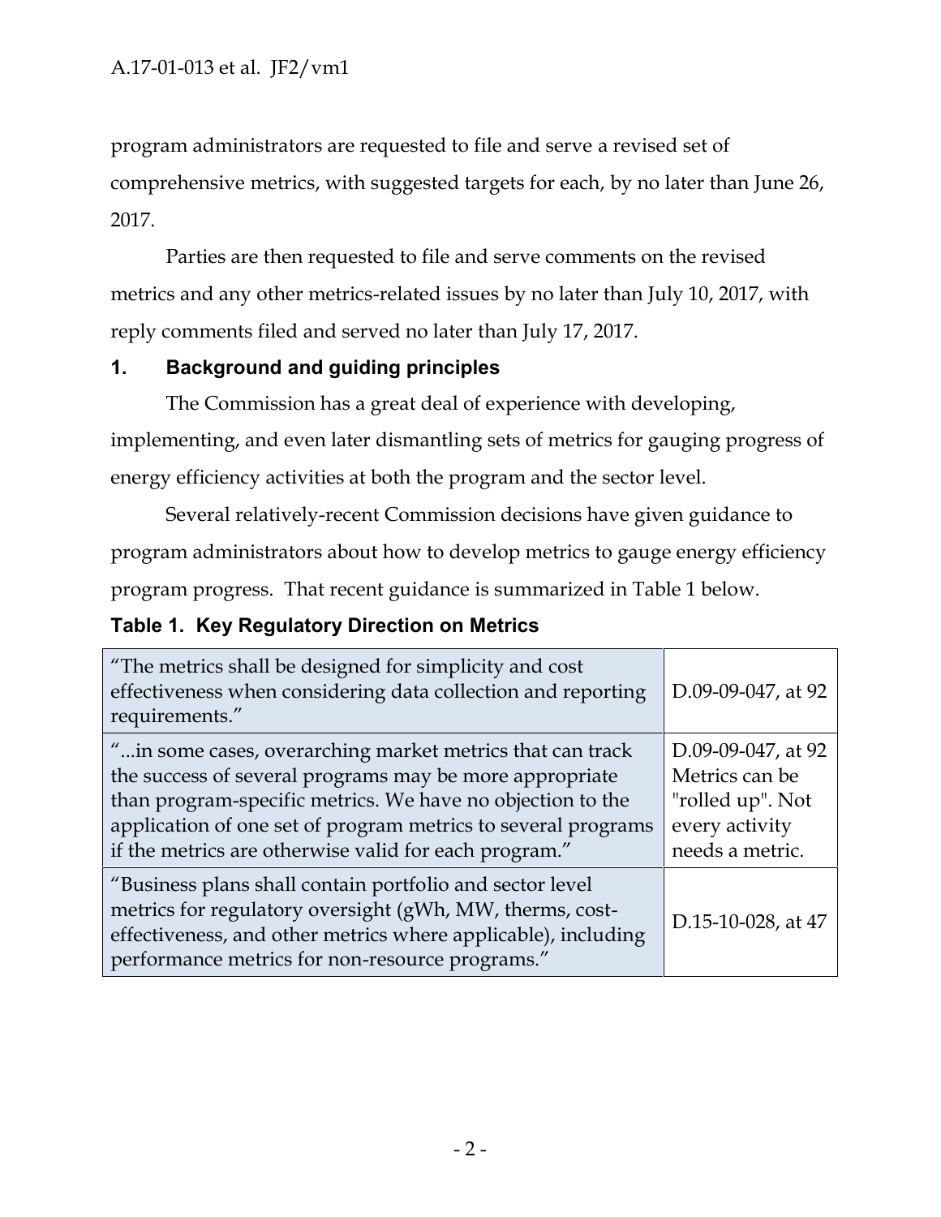program administrators are requested to file and serve a revised set of comprehensive metrics, with suggested targets for each, by no later than June 26, 2017.

Parties are then requested to file and serve comments on the revised metrics and any other metrics-related issues by no later than July 10, 2017, with reply comments filed and served no later than July 17, 2017.

## 1. Background and guiding principles

The Commission has a great deal of experience with developing, implementing, and even later dismantling sets of metrics for gauging progress of energy efficiency activities at both the program and the sector level.

Several relatively-recent Commission decisions have given guidance to program administrators about how to develop metrics to gauge energy efficiency program progress. That recent guidance is summarized in Table 1 below.

**Table 1. Key Regulatory Direction on Metrics**

| | |
|---|---|
| "The metrics shall be designed for simplicity and cost effectiveness when considering data collection and reporting requirements." | D.09-09-047, at 92 |
| "...in some cases, overarching market metrics that can track the success of several programs may be more appropriate than program-specific metrics. We have no objection to the application of one set of program metrics to several programs if the metrics are otherwise valid for each program." | D.09-09-047, at 92 Metrics can be "rolled up". Not every activity needs a metric. |
| "Business plans shall contain portfolio and sector level metrics for regulatory oversight (gWh, MW, therms, cost-effectiveness, and other metrics where applicable), including performance metrics for non-resource programs." | D.15-10-028, at 47 |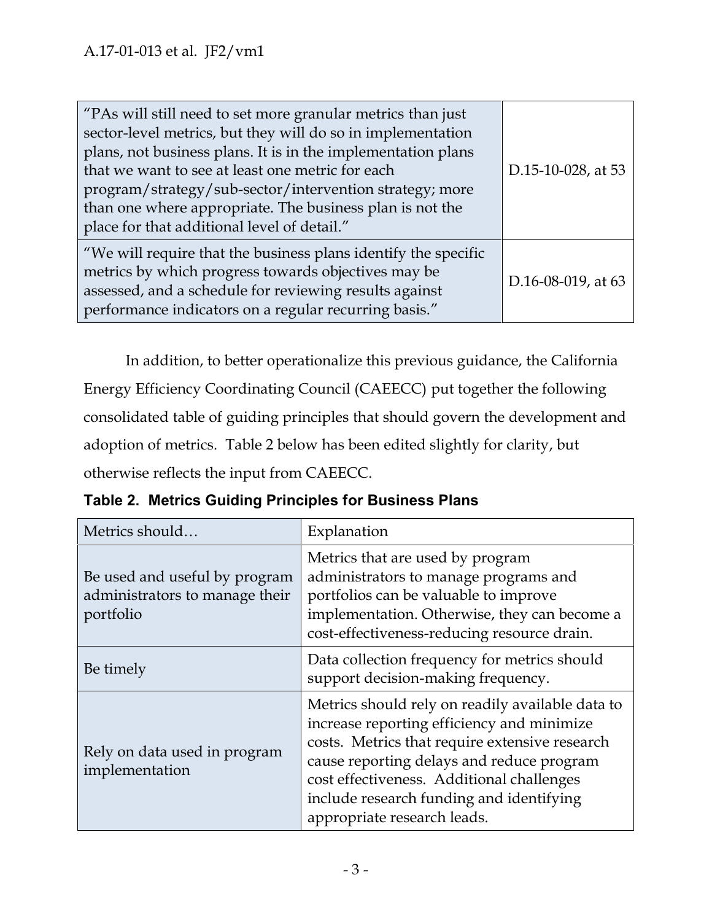| | |
|---|---|
| "PAs will still need to set more granular metrics than just sector-level metrics, but they will do so in implementation plans, not business plans. It is in the implementation plans that we want to see at least one metric for each program/strategy/sub-sector/intervention strategy; more than one where appropriate. The business plan is not the place for that additional level of detail." | D.15-10-028, at 53 |
| "We will require that the business plans identify the specific metrics by which progress towards objectives may be assessed, and a schedule for reviewing results against performance indicators on a regular recurring basis." | D.16-08-019, at 63 |

In addition, to better operationalize this previous guidance, the California Energy Efficiency Coordinating Council (CAEECC) put together the following consolidated table of guiding principles that should govern the development and adoption of metrics. Table 2 below has been edited slightly for clarity, but otherwise reflects the input from CAEECC.

**Table 2. Metrics Guiding Principles for Business Plans**

| Metrics should… | Explanation |
|---|---|
| Be used and useful by program administrators to manage their portfolio | Metrics that are used by program administrators to manage programs and portfolios can be valuable to improve implementation. Otherwise, they can become a cost-effectiveness-reducing resource drain. |
| Be timely | Data collection frequency for metrics should support decision-making frequency. |
| Rely on data used in program implementation | Metrics should rely on readily available data to increase reporting efficiency and minimize costs. Metrics that require extensive research cause reporting delays and reduce program cost effectiveness. Additional challenges include research funding and identifying appropriate research leads. |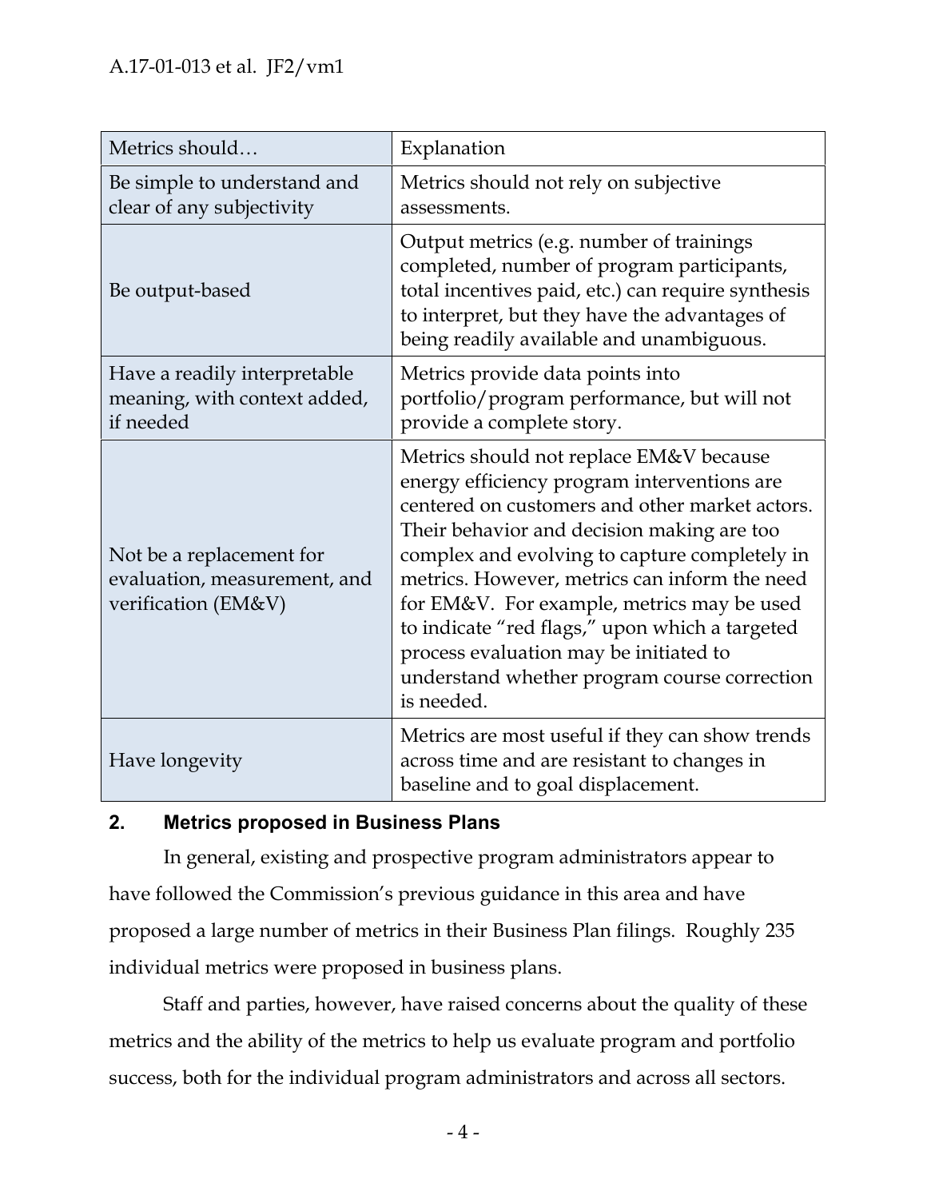| Metrics should… | Explanation |
|---|---|
| Be simple to understand and clear of any subjectivity | Metrics should not rely on subjective assessments. |
| Be output-based | Output metrics (e.g. number of trainings completed, number of program participants, total incentives paid, etc.) can require synthesis to interpret, but they have the advantages of being readily available and unambiguous. |
| Have a readily interpretable meaning, with context added, if needed | Metrics provide data points into portfolio/program performance, but will not provide a complete story. |
| Not be a replacement for evaluation, measurement, and verification (EM&V) | Metrics should not replace EM&V because energy efficiency program interventions are centered on customers and other market actors. Their behavior and decision making are too complex and evolving to capture completely in metrics. However, metrics can inform the need for EM&V. For example, metrics may be used to indicate "red flags," upon which a targeted process evaluation may be initiated to understand whether program course correction is needed. |
| Have longevity | Metrics are most useful if they can show trends across time and are resistant to changes in baseline and to goal displacement. |

### 2. Metrics proposed in Business Plans

In general, existing and prospective program administrators appear to have followed the Commission's previous guidance in this area and have proposed a large number of metrics in their Business Plan filings. Roughly 235 individual metrics were proposed in business plans.

Staff and parties, however, have raised concerns about the quality of these metrics and the ability of the metrics to help us evaluate program and portfolio success, both for the individual program administrators and across all sectors.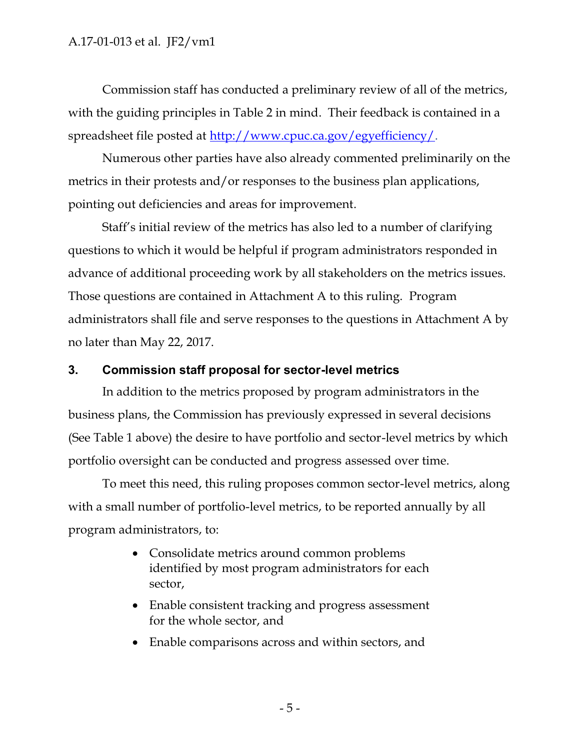Commission staff has conducted a preliminary review of all of the metrics, with the guiding principles in Table 2 in mind. Their feedback is contained in a spreadsheet file posted at [http://www.cpuc.ca.gov/egyefficiency/](http://www.cpuc.ca.gov/egyefficiency/).

Numerous other parties have also already commented preliminarily on the metrics in their protests and/or responses to the business plan applications, pointing out deficiencies and areas for improvement.

Staff's initial review of the metrics has also led to a number of clarifying questions to which it would be helpful if program administrators responded in advance of additional proceeding work by all stakeholders on the metrics issues. Those questions are contained in Attachment A to this ruling. Program administrators shall file and serve responses to the questions in Attachment A by no later than May 22, 2017.

## 3. Commission staff proposal for sector-level metrics

In addition to the metrics proposed by program administrators in the business plans, the Commission has previously expressed in several decisions (See Table 1 above) the desire to have portfolio and sector-level metrics by which portfolio oversight can be conducted and progress assessed over time.

To meet this need, this ruling proposes common sector-level metrics, along with a small number of portfolio-level metrics, to be reported annually by all program administrators, to:

- Consolidate metrics around common problems identified by most program administrators for each sector,
- Enable consistent tracking and progress assessment for the whole sector, and
- Enable comparisons across and within sectors, and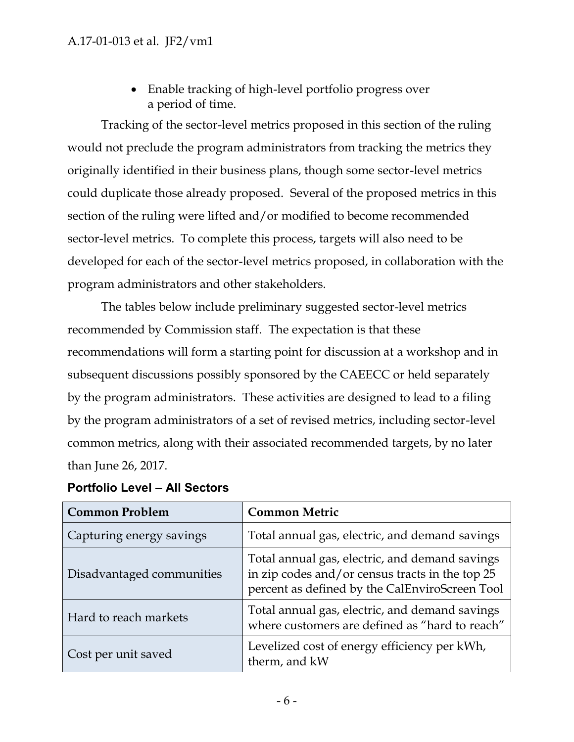- Enable tracking of high-level portfolio progress over a period of time.

Tracking of the sector-level metrics proposed in this section of the ruling would not preclude the program administrators from tracking the metrics they originally identified in their business plans, though some sector-level metrics could duplicate those already proposed. Several of the proposed metrics in this section of the ruling were lifted and/or modified to become recommended sector-level metrics. To complete this process, targets will also need to be developed for each of the sector-level metrics proposed, in collaboration with the program administrators and other stakeholders.

The tables below include preliminary suggested sector-level metrics recommended by Commission staff. The expectation is that these recommendations will form a starting point for discussion at a workshop and in subsequent discussions possibly sponsored by the CAEECC or held separately by the program administrators. These activities are designed to lead to a filing by the program administrators of a set of revised metrics, including sector-level common metrics, along with their associated recommended targets, by no later than June 26, 2017.

**Portfolio Level – All Sectors**

| Common Problem | Common Metric |
| --- | --- |
| Capturing energy savings | Total annual gas, electric, and demand savings |
| Disadvantaged communities | Total annual gas, electric, and demand savings in zip codes and/or census tracts in the top 25 percent as defined by the CalEnviroScreen Tool |
| Hard to reach markets | Total annual gas, electric, and demand savings where customers are defined as "hard to reach" |
| Cost per unit saved | Levelized cost of energy efficiency per kWh, therm, and kW |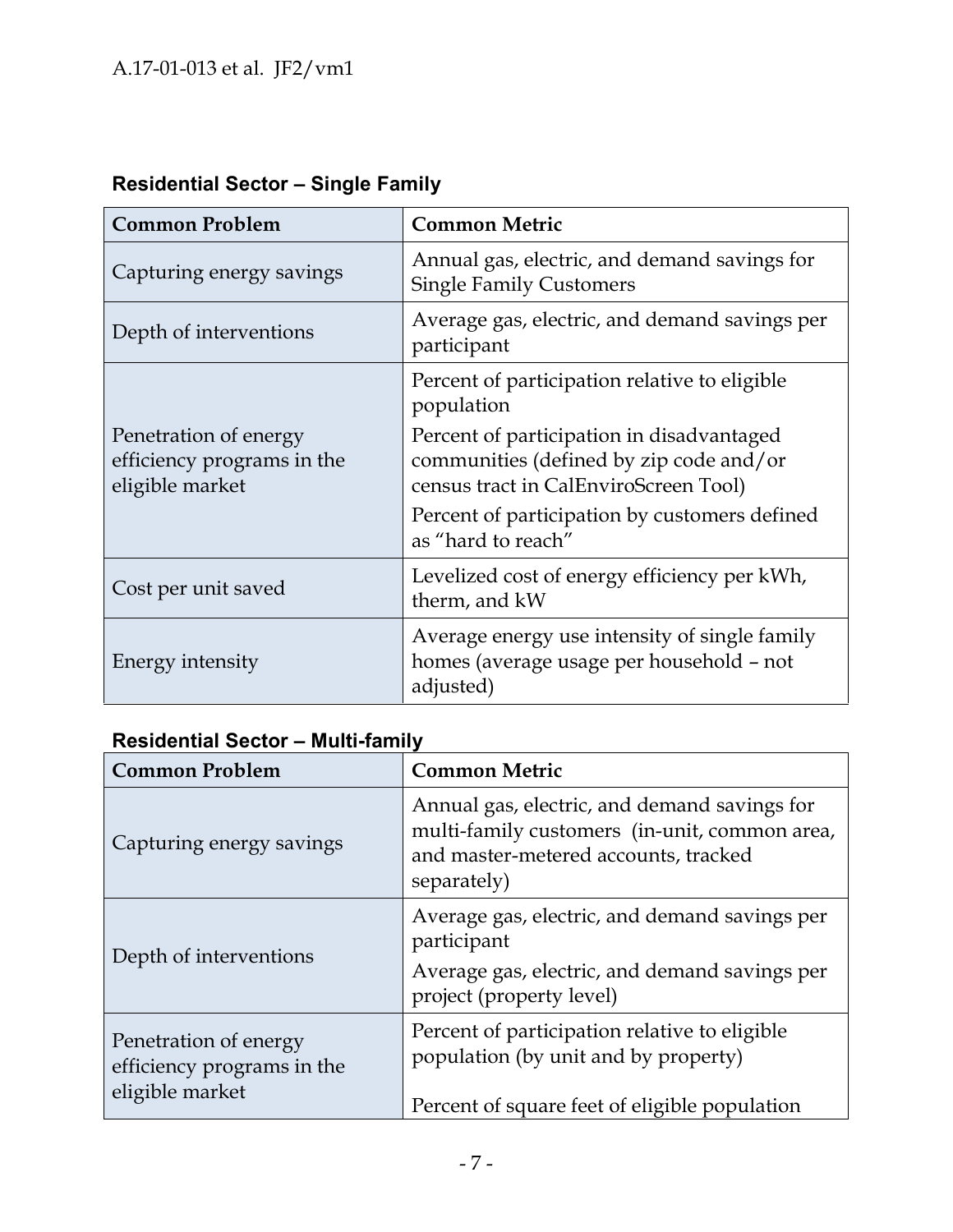**Residential Sector – Single Family**

| Common Problem | Common Metric |
|---|---|
| Capturing energy savings | Annual gas, electric, and demand savings for Single Family Customers |
| Depth of interventions | Average gas, electric, and demand savings per participant |
| Penetration of energy efficiency programs in the eligible market | Percent of participation relative to eligible population<br>Percent of participation in disadvantaged communities (defined by zip code and/or census tract in CalEnviroScreen Tool)<br>Percent of participation by customers defined as "hard to reach" |
| Cost per unit saved | Levelized cost of energy efficiency per kWh, therm, and kW |
| Energy intensity | Average energy use intensity of single family homes (average usage per household – not adjusted) |

**Residential Sector – Multi-family**

| Common Problem | Common Metric |
|---|---|
| Capturing energy savings | Annual gas, electric, and demand savings for multi-family customers (in-unit, common area, and master-metered accounts, tracked separately) |
| Depth of interventions | Average gas, electric, and demand savings per participant<br>Average gas, electric, and demand savings per project (property level) |
| Penetration of energy efficiency programs in the eligible market | Percent of participation relative to eligible population (by unit and by property)<br><br>Percent of square feet of eligible population |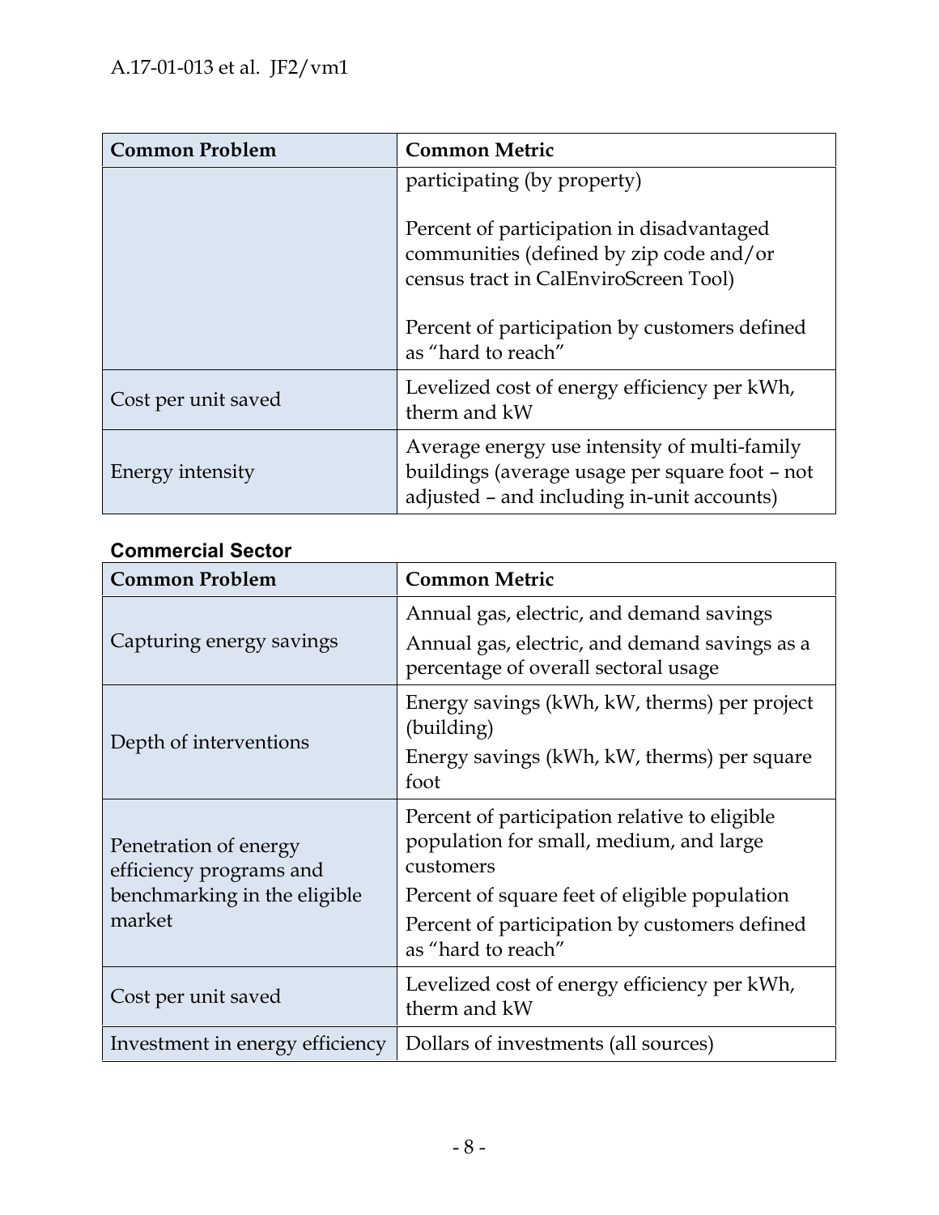| Common Problem | Common Metric |
| --- | --- |
| | participating (by property)<br><br>Percent of participation in disadvantaged communities (defined by zip code and/or census tract in CalEnviroScreen Tool)<br><br>Percent of participation by customers defined as "hard to reach" |
| Cost per unit saved | Levelized cost of energy efficiency per kWh, therm and kW |
| Energy intensity | Average energy use intensity of multi-family buildings (average usage per square foot – not adjusted – and including in-unit accounts) |

**Commercial Sector**

| Common Problem | Common Metric |
| --- | --- |
| Capturing energy savings | Annual gas, electric, and demand savings<br>Annual gas, electric, and demand savings as a percentage of overall sectoral usage |
| Depth of interventions | Energy savings (kWh, kW, therms) per project (building)<br>Energy savings (kWh, kW, therms) per square foot |
| Penetration of energy efficiency programs and benchmarking in the eligible market | Percent of participation relative to eligible population for small, medium, and large customers<br>Percent of square feet of eligible population<br>Percent of participation by customers defined as "hard to reach" |
| Cost per unit saved | Levelized cost of energy efficiency per kWh, therm and kW |
| Investment in energy efficiency | Dollars of investments (all sources) |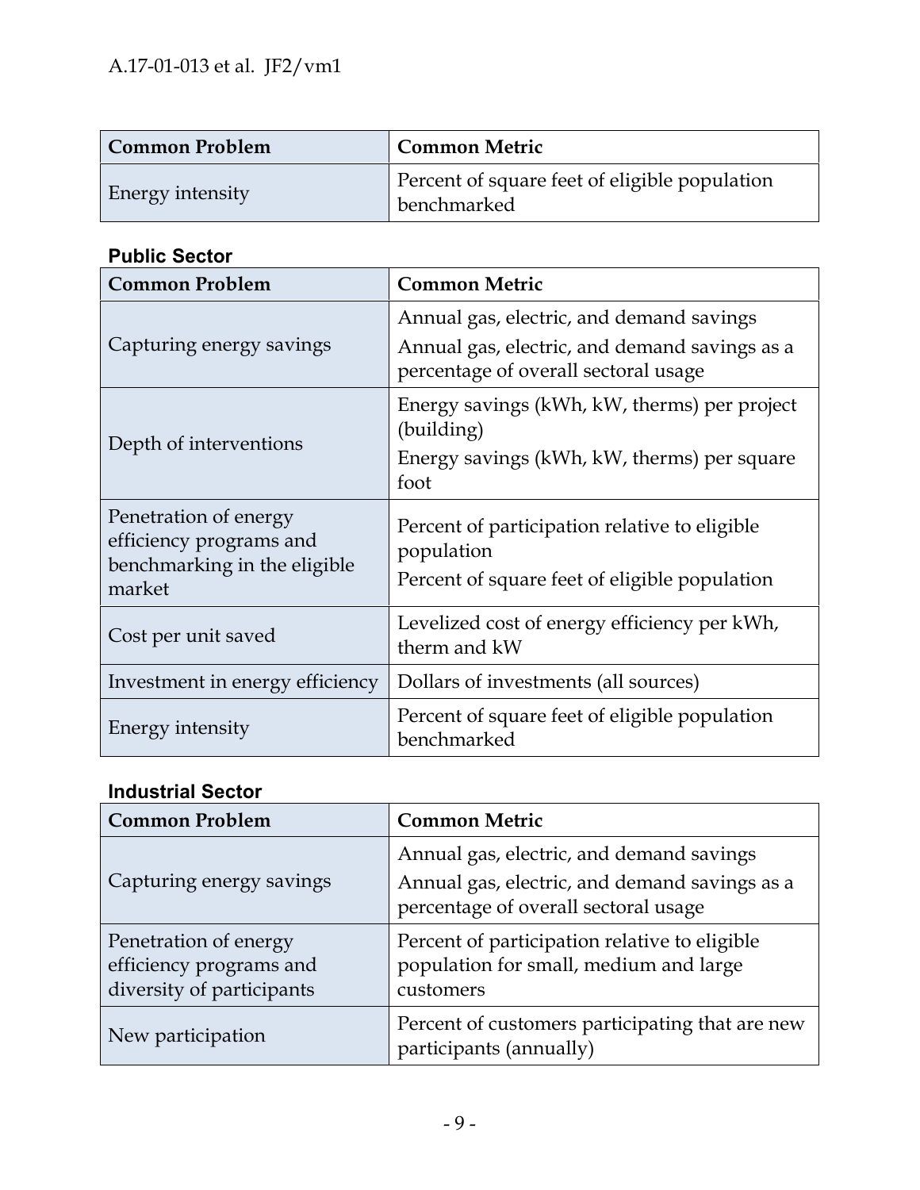| Common Problem | Common Metric |
| --- | --- |
| Energy intensity | Percent of square feet of eligible population benchmarked |

**Public Sector**

| Common Problem | Common Metric |
| --- | --- |
| Capturing energy savings | Annual gas, electric, and demand savings<br>Annual gas, electric, and demand savings as a percentage of overall sectoral usage |
| Depth of interventions | Energy savings (kWh, kW, therms) per project (building)<br>Energy savings (kWh, kW, therms) per square foot |
| Penetration of energy efficiency programs and benchmarking in the eligible market | Percent of participation relative to eligible population<br>Percent of square feet of eligible population |
| Cost per unit saved | Levelized cost of energy efficiency per kWh, therm and kW |
| Investment in energy efficiency | Dollars of investments (all sources) |
| Energy intensity | Percent of square feet of eligible population benchmarked |

**Industrial Sector**

| Common Problem | Common Metric |
| --- | --- |
| Capturing energy savings | Annual gas, electric, and demand savings<br>Annual gas, electric, and demand savings as a percentage of overall sectoral usage |
| Penetration of energy efficiency programs and diversity of participants | Percent of participation relative to eligible population for small, medium and large customers |
| New participation | Percent of customers participating that are new participants (annually) |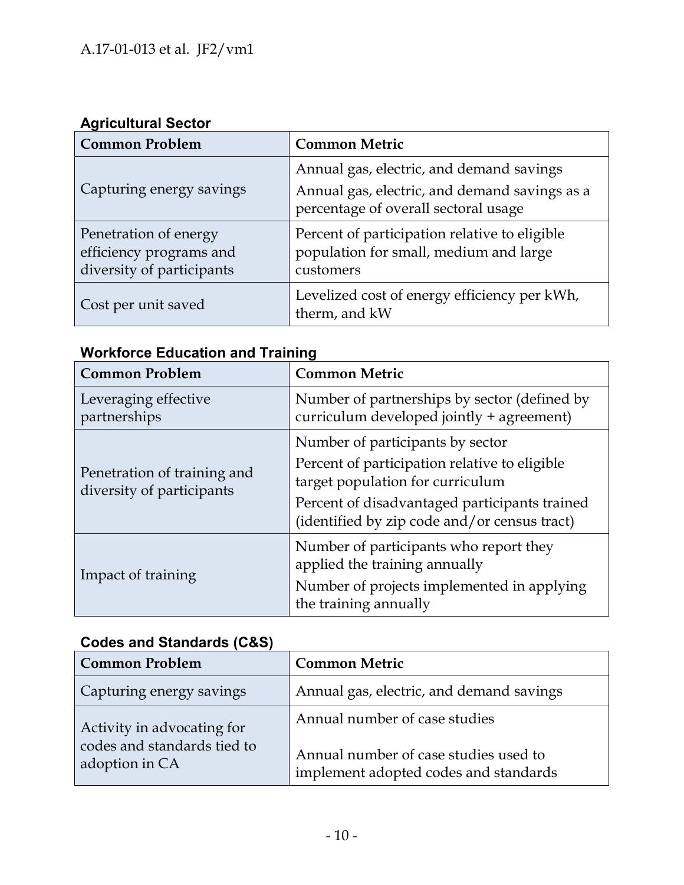**Agricultural Sector**

| Common Problem | Common Metric |
| --- | --- |
| Capturing energy savings | Annual gas, electric, and demand savings<br>Annual gas, electric, and demand savings as a percentage of overall sectoral usage |
| Penetration of energy efficiency programs and diversity of participants | Percent of participation relative to eligible population for small, medium and large customers |
| Cost per unit saved | Levelized cost of energy efficiency per kWh, therm, and kW |

**Workforce Education and Training**

| Common Problem | Common Metric |
| --- | --- |
| Leveraging effective partnerships | Number of partnerships by sector (defined by curriculum developed jointly + agreement) |
| Penetration of training and diversity of participants | Number of participants by sector<br>Percent of participation relative to eligible target population for curriculum<br>Percent of disadvantaged participants trained (identified by zip code and/or census tract) |
| Impact of training | Number of participants who report they applied the training annually<br>Number of projects implemented in applying the training annually |

**Codes and Standards (C&S)**

| Common Problem | Common Metric |
| --- | --- |
| Capturing energy savings | Annual gas, electric, and demand savings |
| Activity in advocating for codes and standards tied to adoption in CA | Annual number of case studies<br>Annual number of case studies used to implement adopted codes and standards |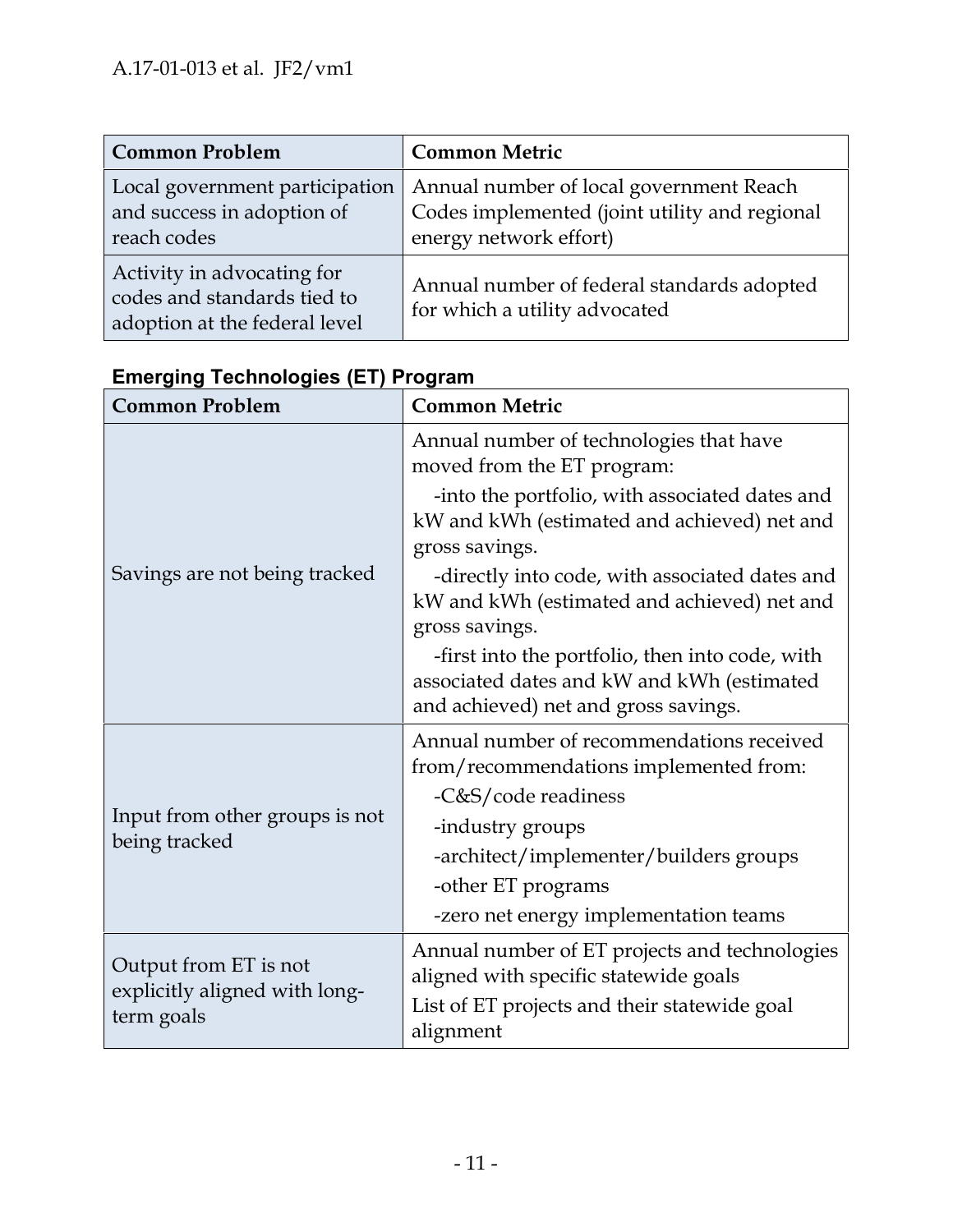| Common Problem | Common Metric |
|---|---|
| Local government participation and success in adoption of reach codes | Annual number of local government Reach Codes implemented (joint utility and regional energy network effort) |
| Activity in advocating for codes and standards tied to adoption at the federal level | Annual number of federal standards adopted for which a utility advocated |

### Emerging Technologies (ET) Program

| Common Problem | Common Metric |
|---|---|
| Savings are not being tracked | Annual number of technologies that have moved from the ET program:<br>-into the portfolio, with associated dates and kW and kWh (estimated and achieved) net and gross savings.<br>-directly into code, with associated dates and kW and kWh (estimated and achieved) net and gross savings.<br>-first into the portfolio, then into code, with associated dates and kW and kWh (estimated and achieved) net and gross savings. |
| Input from other groups is not being tracked | Annual number of recommendations received from/recommendations implemented from:<br>-C&S/code readiness<br>-industry groups<br>-architect/implementer/builders groups<br>-other ET programs<br>-zero net energy implementation teams |
| Output from ET is not explicitly aligned with long-term goals | Annual number of ET projects and technologies aligned with specific statewide goals<br>List of ET projects and their statewide goal alignment |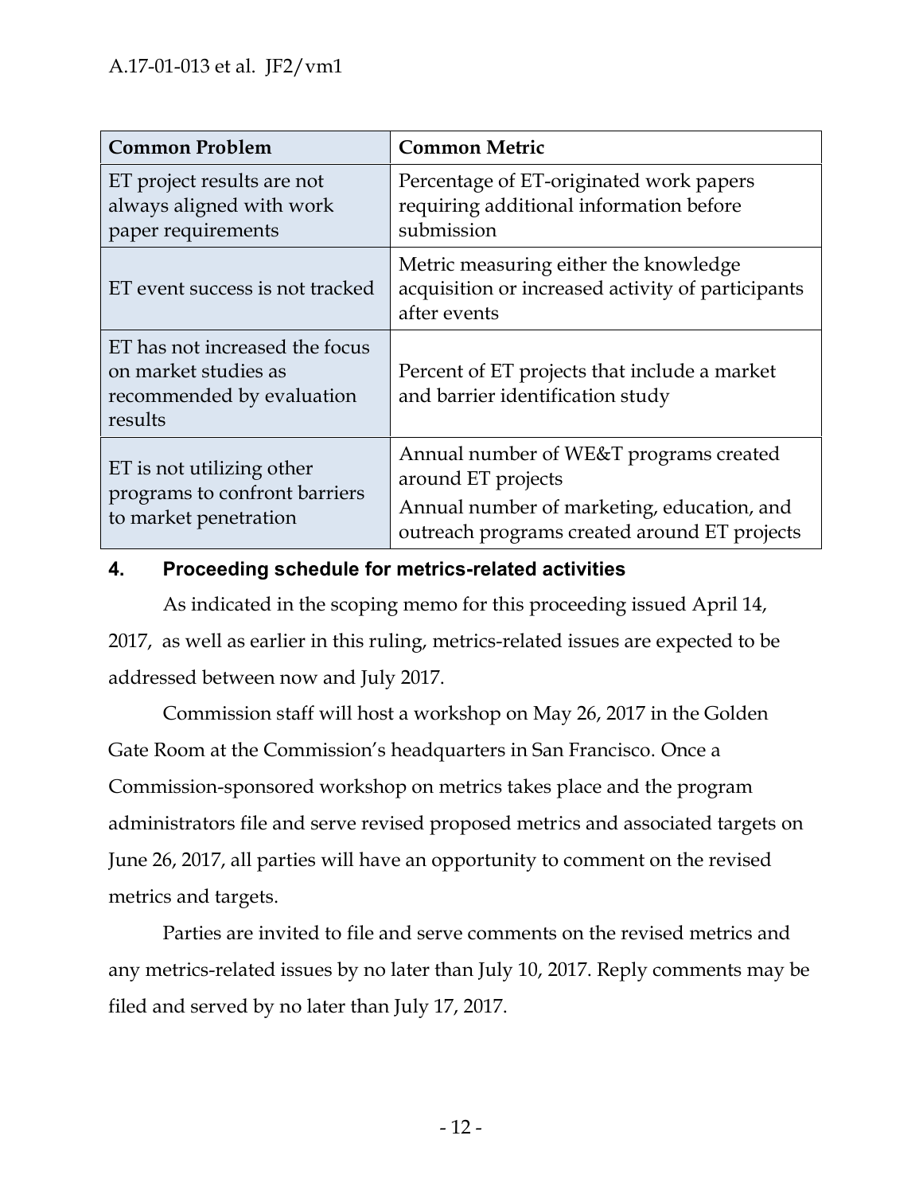| Common Problem | Common Metric |
| --- | --- |
| ET project results are not always aligned with work paper requirements | Percentage of ET-originated work papers requiring additional information before submission |
| ET event success is not tracked | Metric measuring either the knowledge acquisition or increased activity of participants after events |
| ET has not increased the focus on market studies as recommended by evaluation results | Percent of ET projects that include a market and barrier identification study |
| ET is not utilizing other programs to confront barriers to market penetration | Annual number of WE&T programs created around ET projects<br>Annual number of marketing, education, and outreach programs created around ET projects |

## 4. Proceeding schedule for metrics-related activities

As indicated in the scoping memo for this proceeding issued April 14, 2017, as well as earlier in this ruling, metrics-related issues are expected to be addressed between now and July 2017.

Commission staff will host a workshop on May 26, 2017 in the Golden Gate Room at the Commission's headquarters in San Francisco. Once a Commission-sponsored workshop on metrics takes place and the program administrators file and serve revised proposed metrics and associated targets on June 26, 2017, all parties will have an opportunity to comment on the revised metrics and targets.

Parties are invited to file and serve comments on the revised metrics and any metrics-related issues by no later than July 10, 2017. Reply comments may be filed and served by no later than July 17, 2017.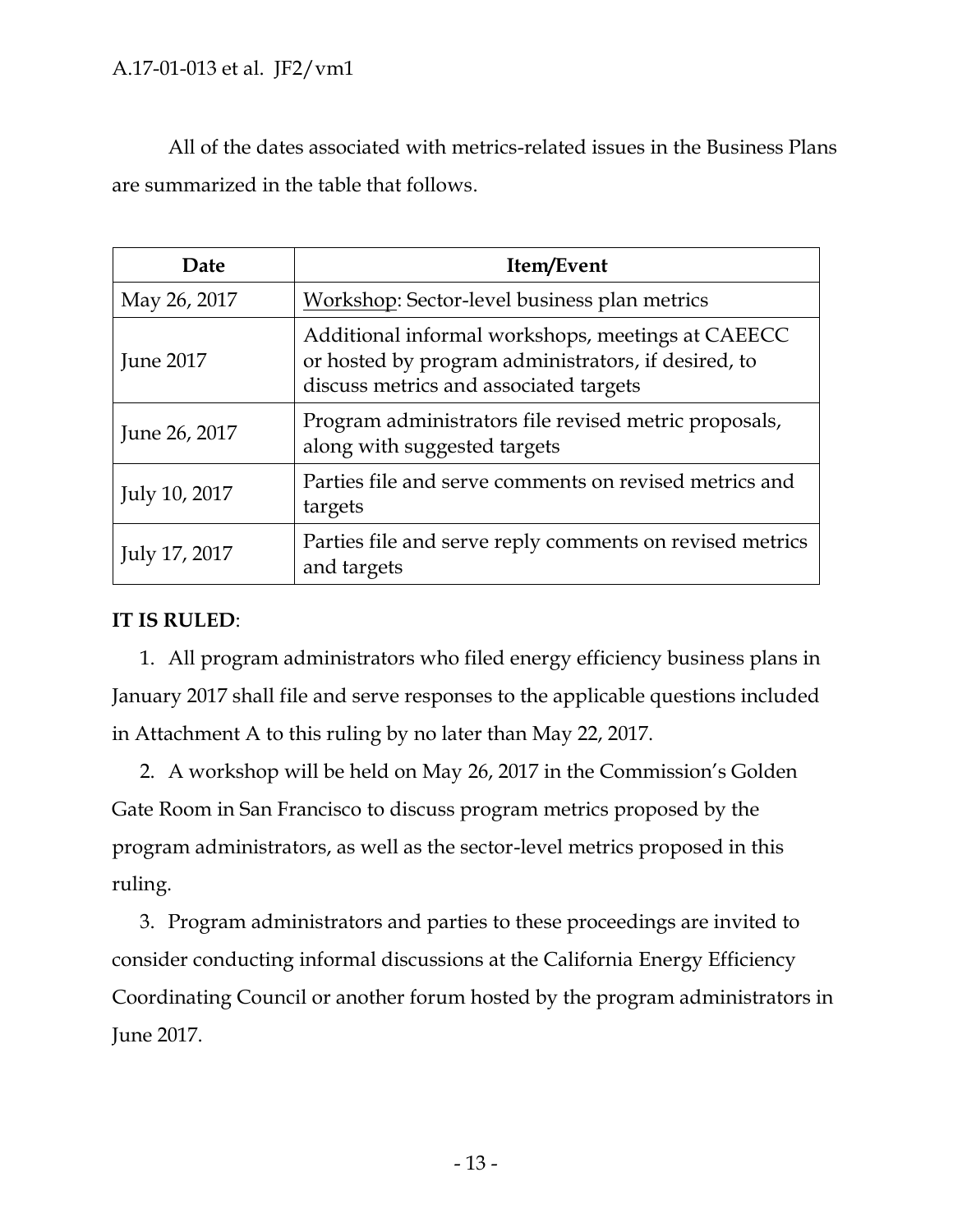All of the dates associated with metrics-related issues in the Business Plans are summarized in the table that follows.

| Date | Item/Event |
|---|---|
| May 26, 2017 | Workshop: Sector-level business plan metrics |
| June 2017 | Additional informal workshops, meetings at CAEECC or hosted by program administrators, if desired, to discuss metrics and associated targets |
| June 26, 2017 | Program administrators file revised metric proposals, along with suggested targets |
| July 10, 2017 | Parties file and serve comments on revised metrics and targets |
| July 17, 2017 | Parties file and serve reply comments on revised metrics and targets |

**IT IS RULED**:

1. All program administrators who filed energy efficiency business plans in January 2017 shall file and serve responses to the applicable questions included in Attachment A to this ruling by no later than May 22, 2017.

2. A workshop will be held on May 26, 2017 in the Commission's Golden Gate Room in San Francisco to discuss program metrics proposed by the program administrators, as well as the sector-level metrics proposed in this ruling.

3. Program administrators and parties to these proceedings are invited to consider conducting informal discussions at the California Energy Efficiency Coordinating Council or another forum hosted by the program administrators in June 2017.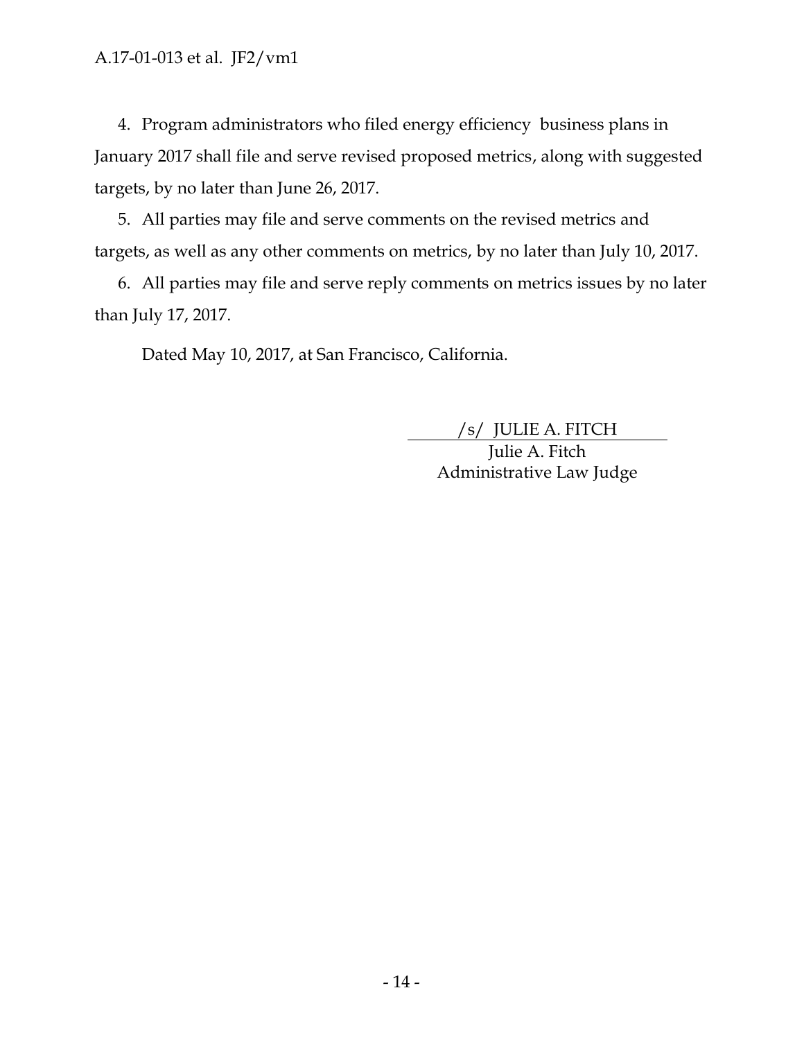4. Program administrators who filed energy efficiency business plans in January 2017 shall file and serve revised proposed metrics, along with suggested targets, by no later than June 26, 2017.

5. All parties may file and serve comments on the revised metrics and targets, as well as any other comments on metrics, by no later than July 10, 2017.

6. All parties may file and serve reply comments on metrics issues by no later than July 17, 2017.

Dated May 10, 2017, at San Francisco, California.

/s/ JULIE A. FITCH
Julie A. Fitch
Administrative Law Judge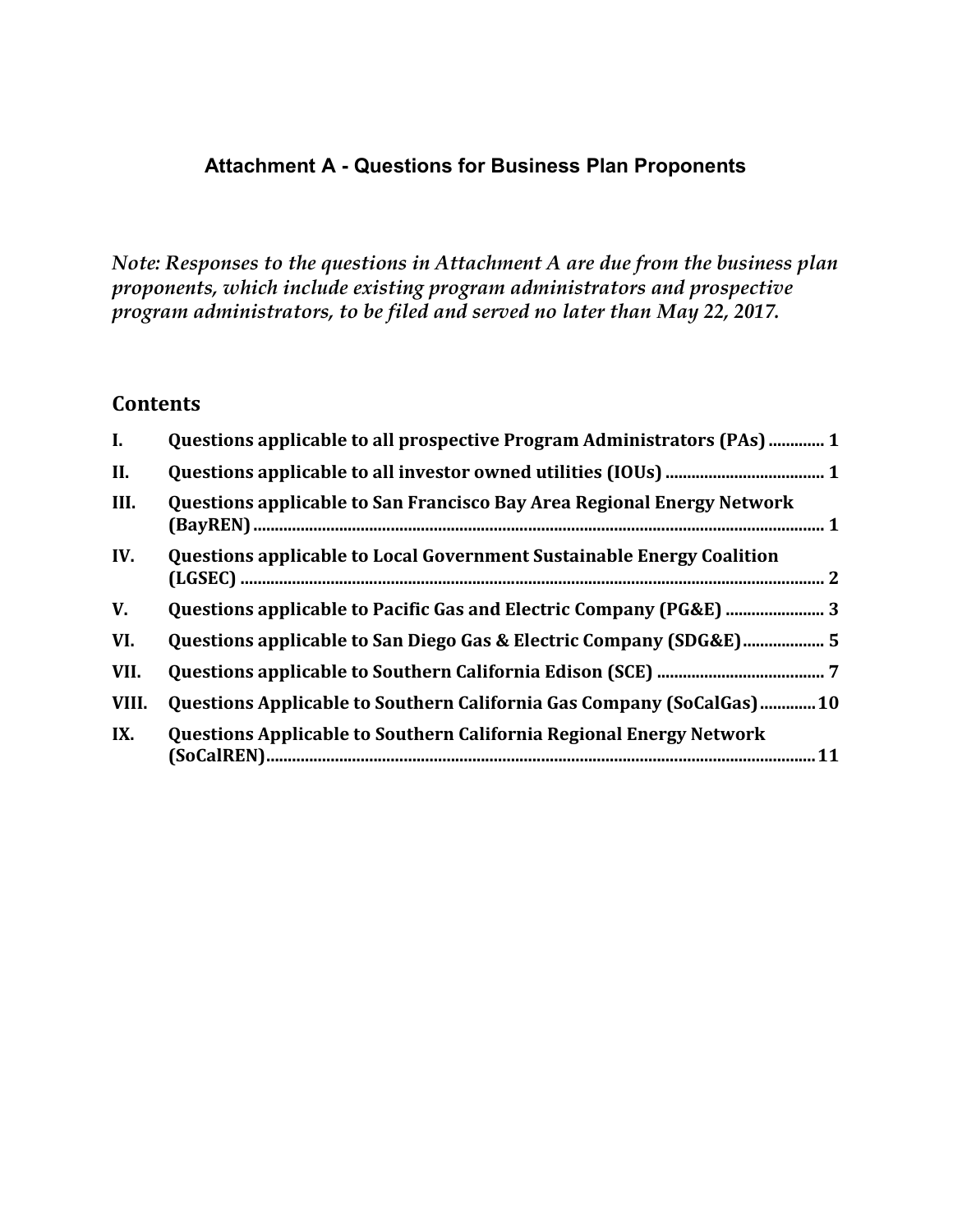## Attachment A - Questions for Business Plan Proponents

*Note: Responses to the questions in Attachment A are due from the business plan proponents, which include existing program administrators and prospective program administrators, to be filed and served no later than May 22, 2017.*

## Contents

| | | |
|---|---|---|
| **I.** | **Questions applicable to all prospective Program Administrators (PAs)** | **1** |
| **II.** | **Questions applicable to all investor owned utilities (IOUs)** | **1** |
| **III.** | **Questions applicable to San Francisco Bay Area Regional Energy Network (BayREN)** | **1** |
| **IV.** | **Questions applicable to Local Government Sustainable Energy Coalition (LGSEC)** | **2** |
| **V.** | **Questions applicable to Pacific Gas and Electric Company (PG&E)** | **3** |
| **VI.** | **Questions applicable to San Diego Gas & Electric Company (SDG&E)** | **5** |
| **VII.** | **Questions applicable to Southern California Edison (SCE)** | **7** |
| **VIII.** | **Questions Applicable to Southern California Gas Company (SoCalGas)** | **10** |
| **IX.** | **Questions Applicable to Southern California Regional Energy Network (SoCalREN)** | **11** |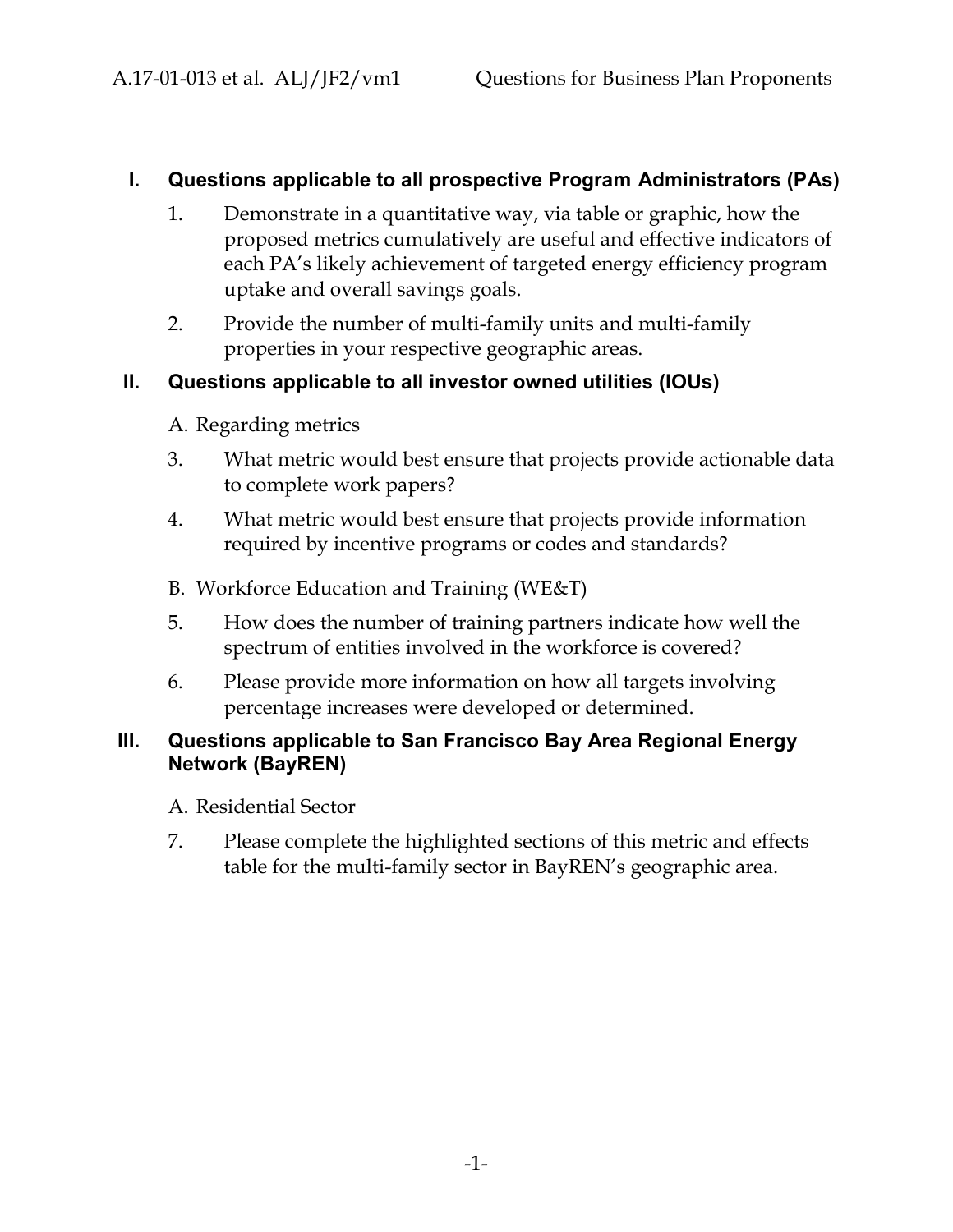## I. Questions applicable to all prospective Program Administrators (PAs)

1. Demonstrate in a quantitative way, via table or graphic, how the proposed metrics cumulatively are useful and effective indicators of each PA's likely achievement of targeted energy efficiency program uptake and overall savings goals.

2. Provide the number of multi-family units and multi-family properties in your respective geographic areas.

## II. Questions applicable to all investor owned utilities (IOUs)

A. Regarding metrics

3. What metric would best ensure that projects provide actionable data to complete work papers?

4. What metric would best ensure that projects provide information required by incentive programs or codes and standards?

B. Workforce Education and Training (WE&T)

5. How does the number of training partners indicate how well the spectrum of entities involved in the workforce is covered?

6. Please provide more information on how all targets involving percentage increases were developed or determined.

## III. Questions applicable to San Francisco Bay Area Regional Energy Network (BayREN)

A. Residential Sector

7. Please complete the highlighted sections of this metric and effects table for the multi-family sector in BayREN's geographic area.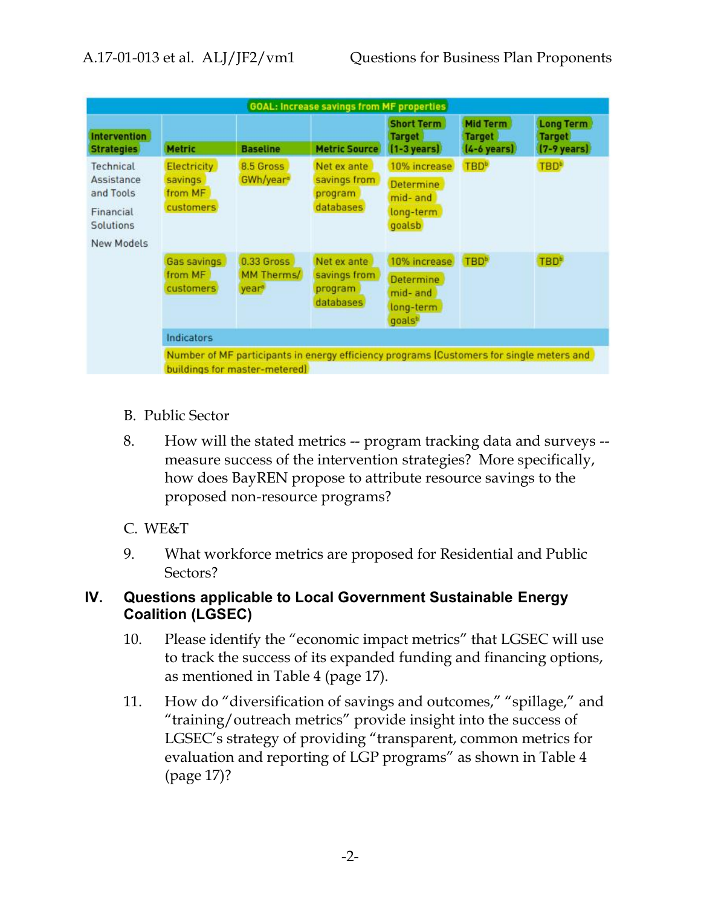| GOAL: Increase savings from MF properties | | | | | | |
|---|---|---|---|---|---|---|
| Intervention Strategies | Metric | Baseline | Metric Source | Short Term Target (1-3 years) | Mid Term Target (4-6 years) | Long Term Target (7-9 years) |
| Technical Assistance and Tools<br>Financial Solutions<br>New Models | Electricity savings from MF customers | 8.5 Gross GWh/year[a] | Net ex ante savings from program databases | 10% increase<br>Determine mid- and long-term goalsb | TBD[b] | TBD[b] |
| | Gas savings from MF customers | 0.33 Gross MM Therms/ year[a] | Net ex ante savings from program databases | 10% increase<br>Determine mid- and long-term goals[b] | TBD[b] | TBD[b] |
| | Indicators | | | | | |
| | Number of MF participants in energy efficiency programs (Customers for single meters and buildings for master-metered) | | | | | |

B. Public Sector

8. How will the stated metrics -- program tracking data and surveys -- measure success of the intervention strategies? More specifically, how does BayREN propose to attribute resource savings to the proposed non-resource programs?

C. WE&T

9. What workforce metrics are proposed for Residential and Public Sectors?

## IV. Questions applicable to Local Government Sustainable Energy Coalition (LGSEC)

10. Please identify the "economic impact metrics" that LGSEC will use to track the success of its expanded funding and financing options, as mentioned in Table 4 (page 17).

11. How do "diversification of savings and outcomes," "spillage," and "training/outreach metrics" provide insight into the success of LGSEC's strategy of providing "transparent, common metrics for evaluation and reporting of LGP programs" as shown in Table 4 (page 17)?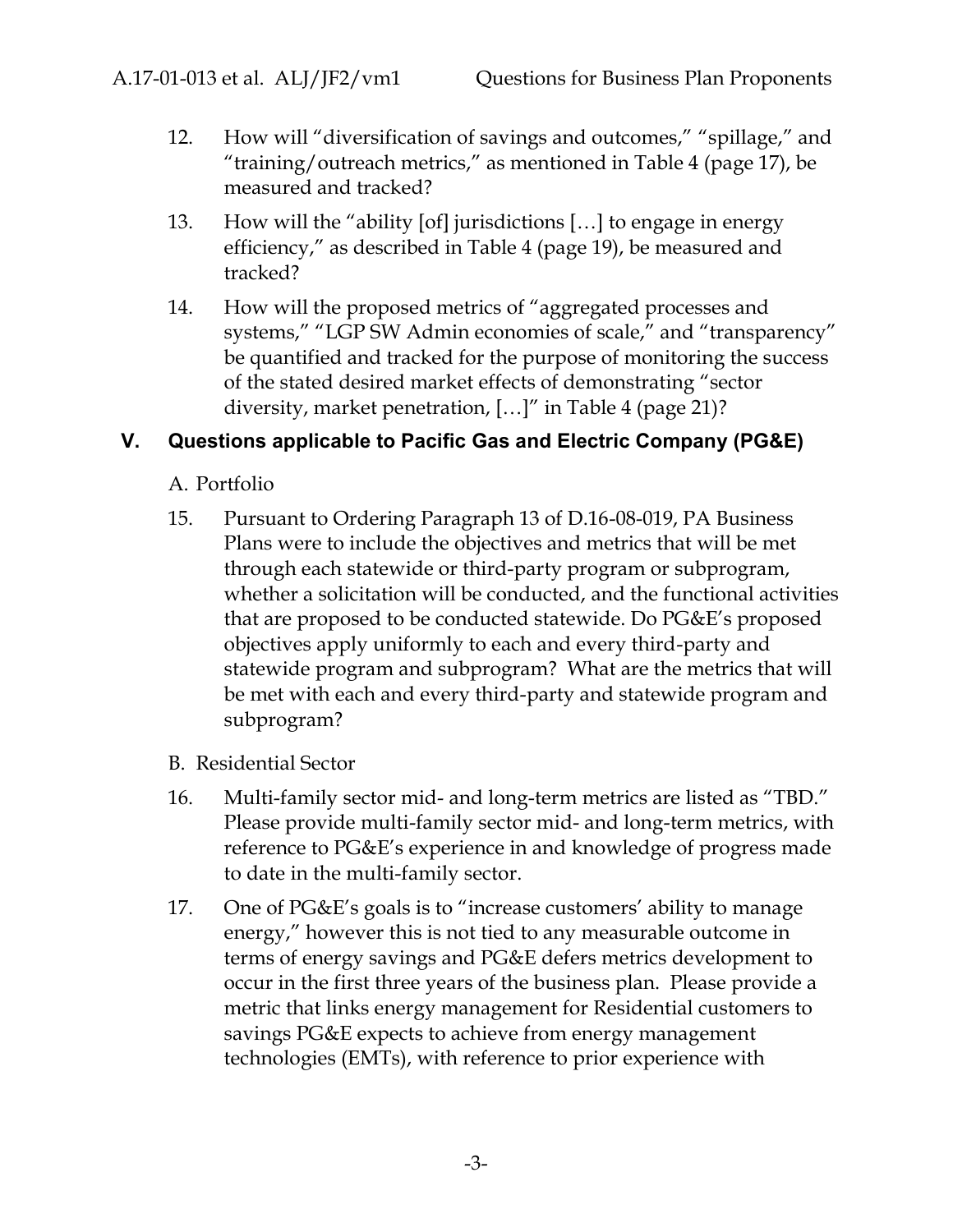12. How will "diversification of savings and outcomes," "spillage," and "training/outreach metrics," as mentioned in Table 4 (page 17), be measured and tracked?

13. How will the "ability [of] jurisdictions […] to engage in energy efficiency," as described in Table 4 (page 19), be measured and tracked?

14. How will the proposed metrics of "aggregated processes and systems," "LGP SW Admin economies of scale," and "transparency" be quantified and tracked for the purpose of monitoring the success of the stated desired market effects of demonstrating "sector diversity, market penetration, […]" in Table 4 (page 21)?

## V. Questions applicable to Pacific Gas and Electric Company (PG&E)

A. Portfolio

15. Pursuant to Ordering Paragraph 13 of D.16-08-019, PA Business Plans were to include the objectives and metrics that will be met through each statewide or third-party program or subprogram, whether a solicitation will be conducted, and the functional activities that are proposed to be conducted statewide. Do PG&E's proposed objectives apply uniformly to each and every third-party and statewide program and subprogram? What are the metrics that will be met with each and every third-party and statewide program and subprogram?

B. Residential Sector

16. Multi-family sector mid- and long-term metrics are listed as "TBD." Please provide multi-family sector mid- and long-term metrics, with reference to PG&E's experience in and knowledge of progress made to date in the multi-family sector.

17. One of PG&E's goals is to "increase customers' ability to manage energy," however this is not tied to any measurable outcome in terms of energy savings and PG&E defers metrics development to occur in the first three years of the business plan. Please provide a metric that links energy management for Residential customers to savings PG&E expects to achieve from energy management technologies (EMTs), with reference to prior experience with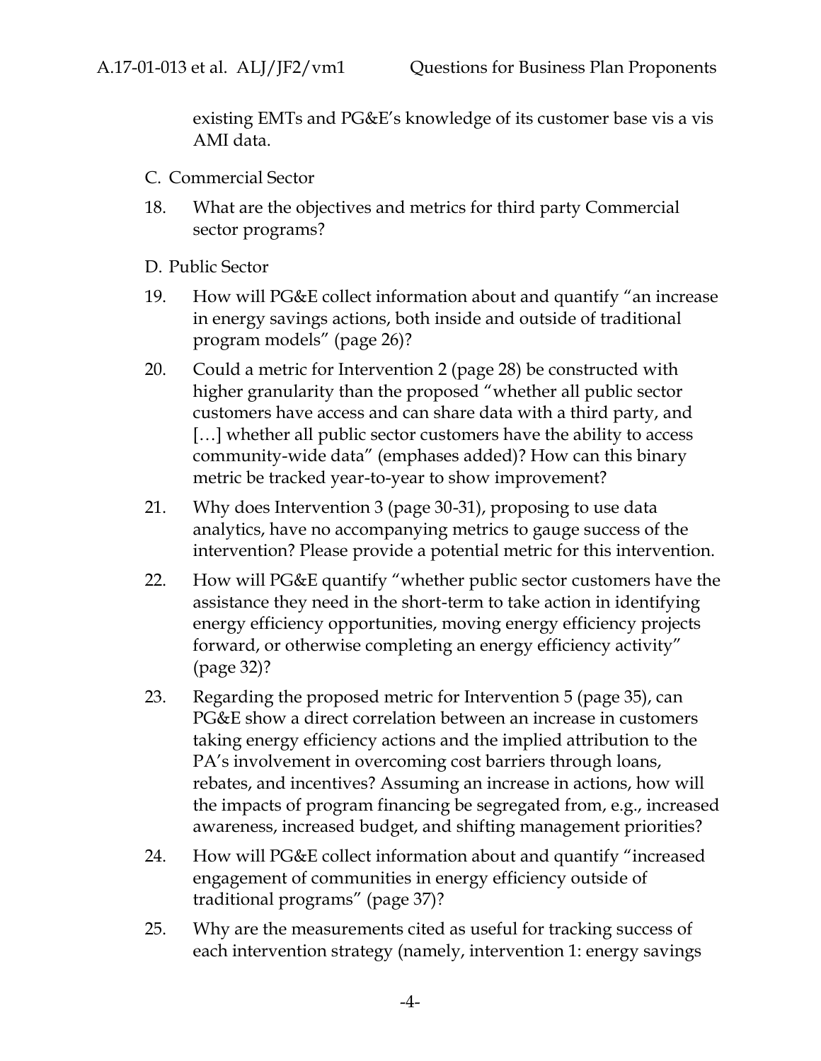existing EMTs and PG&E's knowledge of its customer base vis a vis AMI data.

C. Commercial Sector

18. What are the objectives and metrics for third party Commercial sector programs?

D. Public Sector

19. How will PG&E collect information about and quantify "an increase in energy savings actions, both inside and outside of traditional program models" (page 26)?

20. Could a metric for Intervention 2 (page 28) be constructed with higher granularity than the proposed "whether all public sector customers have access and can share data with a third party, and […] whether all public sector customers have the ability to access community-wide data" (emphases added)? How can this binary metric be tracked year-to-year to show improvement?

21. Why does Intervention 3 (page 30-31), proposing to use data analytics, have no accompanying metrics to gauge success of the intervention? Please provide a potential metric for this intervention.

22. How will PG&E quantify "whether public sector customers have the assistance they need in the short-term to take action in identifying energy efficiency opportunities, moving energy efficiency projects forward, or otherwise completing an energy efficiency activity" (page 32)?

23. Regarding the proposed metric for Intervention 5 (page 35), can PG&E show a direct correlation between an increase in customers taking energy efficiency actions and the implied attribution to the PA's involvement in overcoming cost barriers through loans, rebates, and incentives? Assuming an increase in actions, how will the impacts of program financing be segregated from, e.g., increased awareness, increased budget, and shifting management priorities?

24. How will PG&E collect information about and quantify "increased engagement of communities in energy efficiency outside of traditional programs" (page 37)?

25. Why are the measurements cited as useful for tracking success of each intervention strategy (namely, intervention 1: energy savings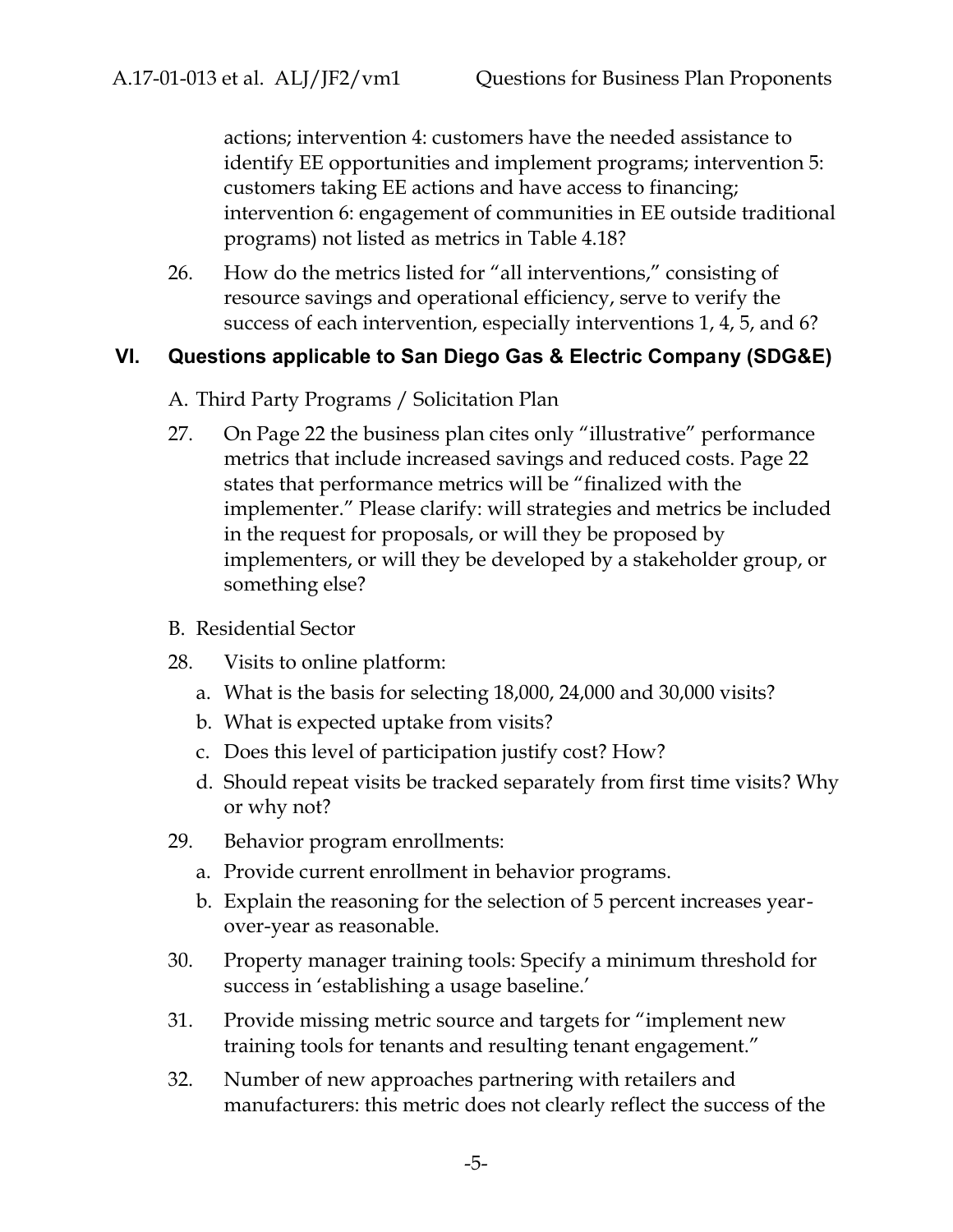actions; intervention 4: customers have the needed assistance to identify EE opportunities and implement programs; intervention 5: customers taking EE actions and have access to financing; intervention 6: engagement of communities in EE outside traditional programs) not listed as metrics in Table 4.18?

26. How do the metrics listed for "all interventions," consisting of resource savings and operational efficiency, serve to verify the success of each intervention, especially interventions 1, 4, 5, and 6?

## VI. Questions applicable to San Diego Gas & Electric Company (SDG&E)

A. Third Party Programs / Solicitation Plan

27. On Page 22 the business plan cites only "illustrative" performance metrics that include increased savings and reduced costs. Page 22 states that performance metrics will be "finalized with the implementer." Please clarify: will strategies and metrics be included in the request for proposals, or will they be proposed by implementers, or will they be developed by a stakeholder group, or something else?

B. Residential Sector

28. Visits to online platform:
    a. What is the basis for selecting 18,000, 24,000 and 30,000 visits?
    b. What is expected uptake from visits?
    c. Does this level of participation justify cost? How?
    d. Should repeat visits be tracked separately from first time visits? Why or why not?

29. Behavior program enrollments:
    a. Provide current enrollment in behavior programs.
    b. Explain the reasoning for the selection of 5 percent increases year-over-year as reasonable.

30. Property manager training tools: Specify a minimum threshold for success in 'establishing a usage baseline.'

31. Provide missing metric source and targets for "implement new training tools for tenants and resulting tenant engagement."

32. Number of new approaches partnering with retailers and manufacturers: this metric does not clearly reflect the success of the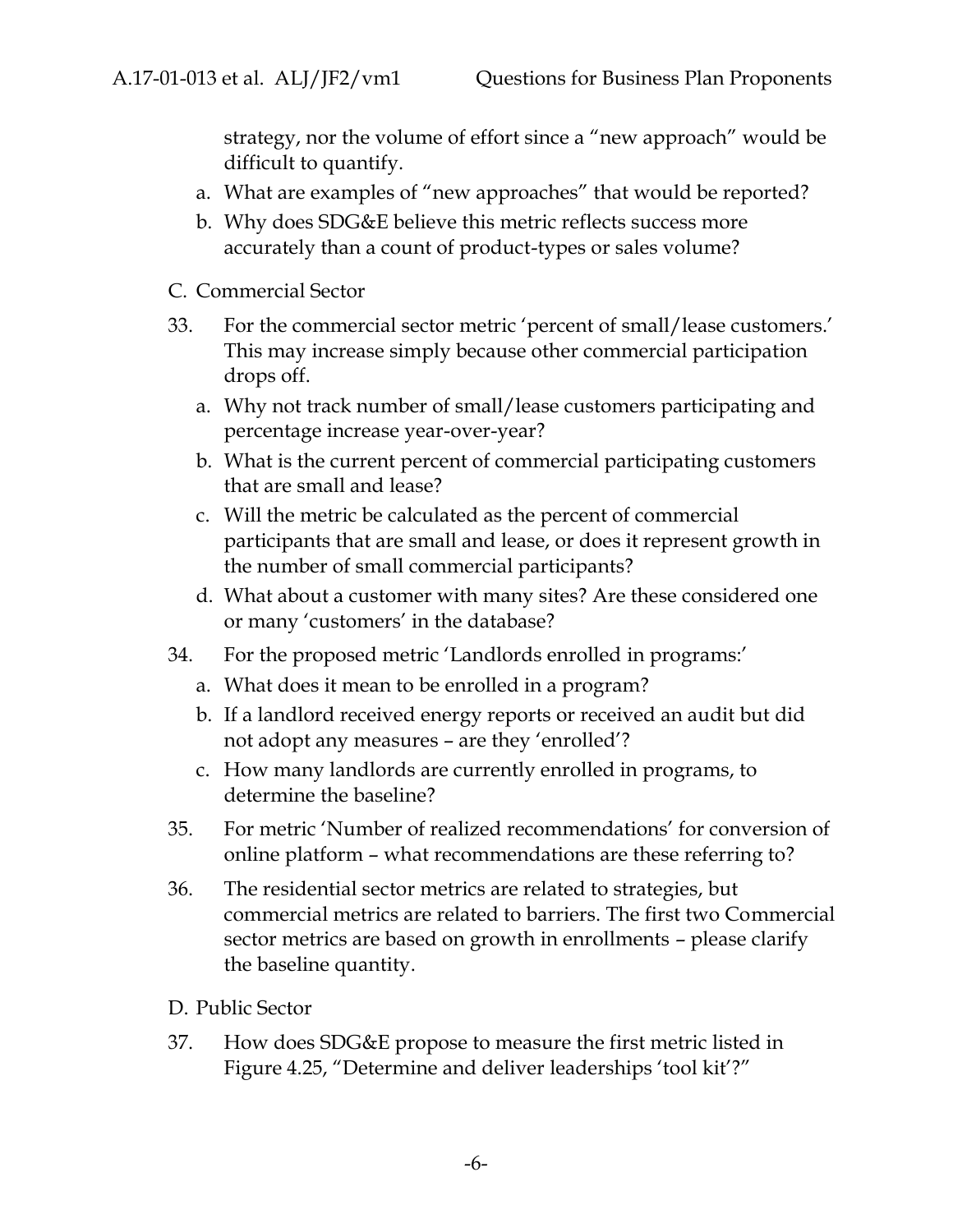strategy, nor the volume of effort since a "new approach" would be difficult to quantify.

a. What are examples of "new approaches" that would be reported?

b. Why does SDG&E believe this metric reflects success more accurately than a count of product-types or sales volume?

C. Commercial Sector

33. For the commercial sector metric 'percent of small/lease customers.' This may increase simply because other commercial participation drops off.

    a. Why not track number of small/lease customers participating and percentage increase year-over-year?

    b. What is the current percent of commercial participating customers that are small and lease?

    c. Will the metric be calculated as the percent of commercial participants that are small and lease, or does it represent growth in the number of small commercial participants?

    d. What about a customer with many sites? Are these considered one or many 'customers' in the database?

34. For the proposed metric 'Landlords enrolled in programs:'

    a. What does it mean to be enrolled in a program?

    b. If a landlord received energy reports or received an audit but did not adopt any measures – are they 'enrolled'?

    c. How many landlords are currently enrolled in programs, to determine the baseline?

35. For metric 'Number of realized recommendations' for conversion of online platform – what recommendations are these referring to?

36. The residential sector metrics are related to strategies, but commercial metrics are related to barriers. The first two Commercial sector metrics are based on growth in enrollments – please clarify the baseline quantity.

D. Public Sector

37. How does SDG&E propose to measure the first metric listed in Figure 4.25, "Determine and deliver leaderships 'tool kit'?"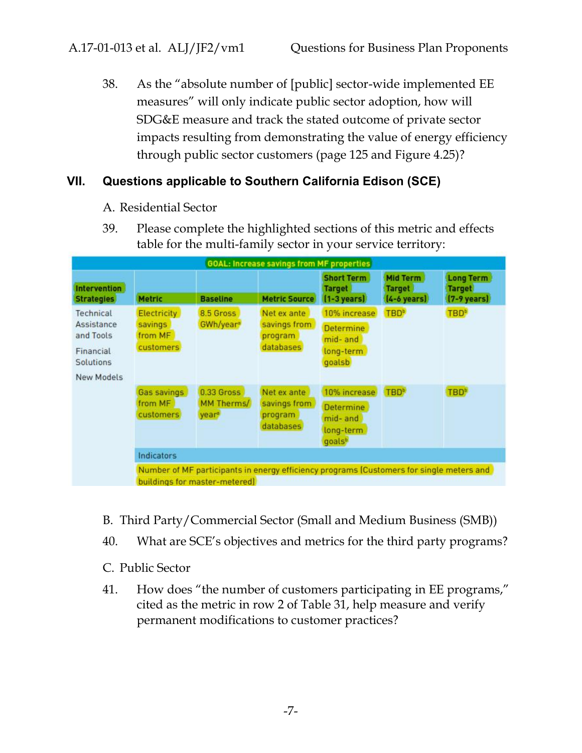38. As the "absolute number of [public] sector-wide implemented EE measures" will only indicate public sector adoption, how will SDG&E measure and track the stated outcome of private sector impacts resulting from demonstrating the value of energy efficiency through public sector customers (page 125 and Figure 4.25)?

## VII. Questions applicable to Southern California Edison (SCE)

A. Residential Sector

39. Please complete the highlighted sections of this metric and effects table for the multi-family sector in your service territory:

| GOAL: Increase savings from MF properties | | | | | | |
|---|---|---|---|---|---|---|
| Intervention Strategies | Metric | Baseline | Metric Source | Short Term Target (1-3 years) | Mid Term Target (4-6 years) | Long Term Target (7-9 years) |
| Technical Assistance and Tools<br><br>Financial Solutions<br><br>New Models | Electricity savings from MF customers | 8.5 Gross GWh/year[a] | Net ex ante savings from program databases | 10% increase<br><br>Determine mid- and long-term goalsb | TBD[b] | TBD[b] |
| | Gas savings from MF customers | 0.33 Gross MM Therms/ year[a] | Net ex ante savings from program databases | 10% increase<br><br>Determine mid- and long-term goals[b] | TBD[b] | TBD[b] |
| | Indicators | | | | | |
| | Number of MF participants in energy efficiency programs (Customers for single meters and buildings for master-metered) | | | | | |

B. Third Party/Commercial Sector (Small and Medium Business (SMB))

40. What are SCE's objectives and metrics for the third party programs?

C. Public Sector

41. How does "the number of customers participating in EE programs," cited as the metric in row 2 of Table 31, help measure and verify permanent modifications to customer practices?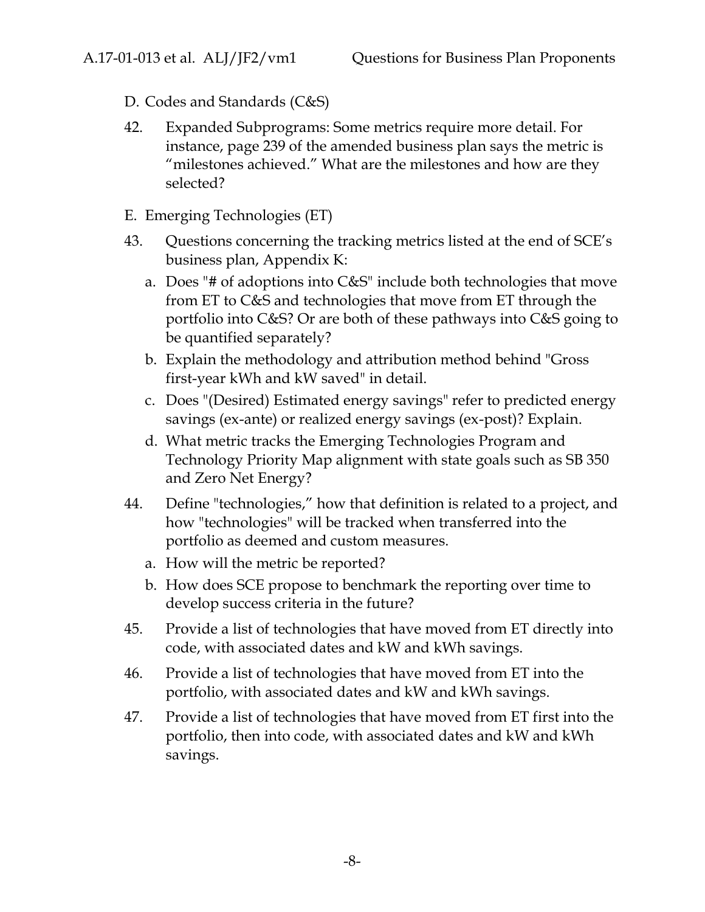D. Codes and Standards (C&S)

42. Expanded Subprograms: Some metrics require more detail. For instance, page 239 of the amended business plan says the metric is "milestones achieved." What are the milestones and how are they selected?

E. Emerging Technologies (ET)

43. Questions concerning the tracking metrics listed at the end of SCE's business plan, Appendix K:

    a. Does "# of adoptions into C&S" include both technologies that move from ET to C&S and technologies that move from ET through the portfolio into C&S? Or are both of these pathways into C&S going to be quantified separately?

    b. Explain the methodology and attribution method behind "Gross first-year kWh and kW saved" in detail.

    c. Does "(Desired) Estimated energy savings" refer to predicted energy savings (ex-ante) or realized energy savings (ex-post)? Explain.

    d. What metric tracks the Emerging Technologies Program and Technology Priority Map alignment with state goals such as SB 350 and Zero Net Energy?

44. Define "technologies," how that definition is related to a project, and how "technologies" will be tracked when transferred into the portfolio as deemed and custom measures.

    a. How will the metric be reported?

    b. How does SCE propose to benchmark the reporting over time to develop success criteria in the future?

45. Provide a list of technologies that have moved from ET directly into code, with associated dates and kW and kWh savings.

46. Provide a list of technologies that have moved from ET into the portfolio, with associated dates and kW and kWh savings.

47. Provide a list of technologies that have moved from ET first into the portfolio, then into code, with associated dates and kW and kWh savings.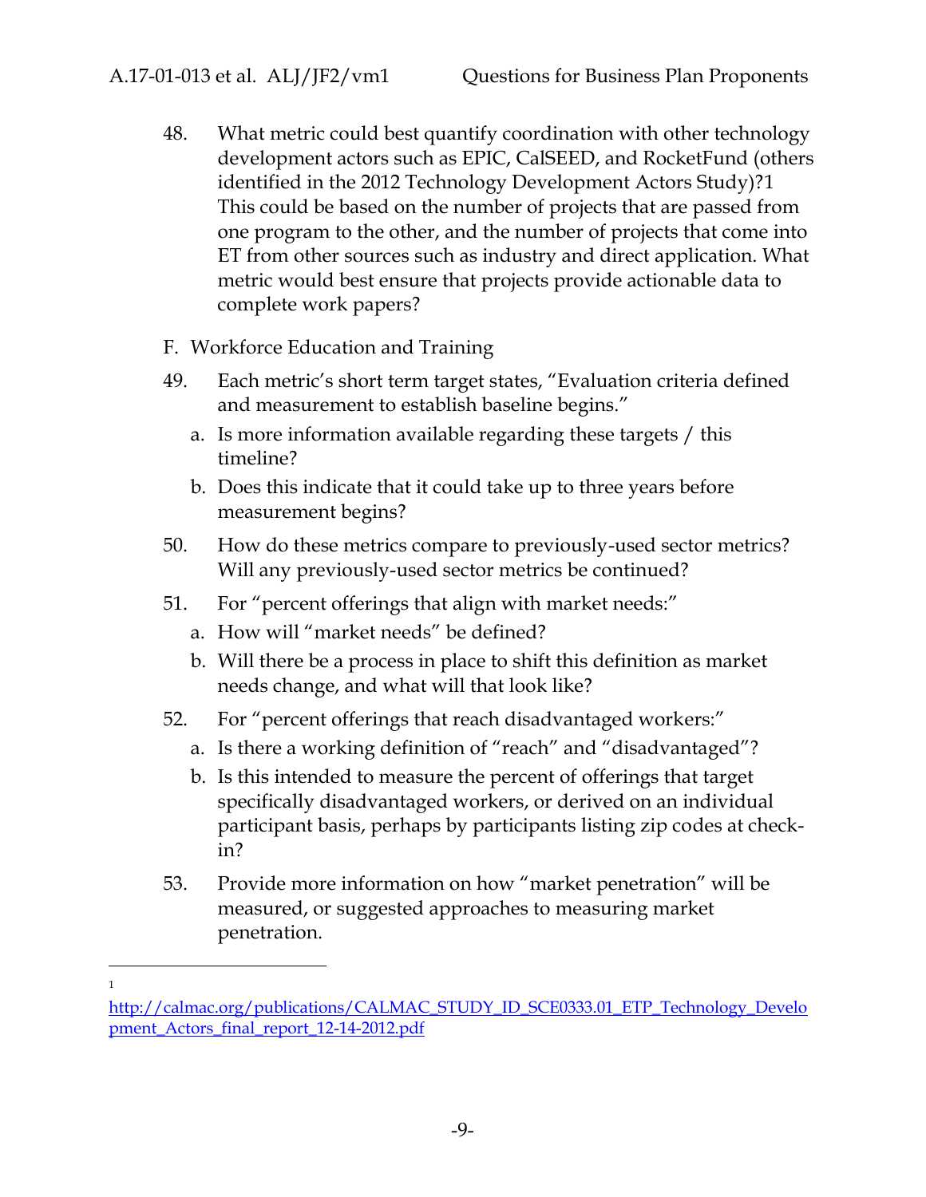48. What metric could best quantify coordination with other technology development actors such as EPIC, CalSEED, and RocketFund (others identified in the 2012 Technology Development Actors Study)?[1] This could be based on the number of projects that are passed from one program to the other, and the number of projects that come into ET from other sources such as industry and direct application. What metric would best ensure that projects provide actionable data to complete work papers?

F. Workforce Education and Training

49. Each metric's short term target states, "Evaluation criteria defined and measurement to establish baseline begins."
    a. Is more information available regarding these targets / this timeline?
    b. Does this indicate that it could take up to three years before measurement begins?

50. How do these metrics compare to previously-used sector metrics? Will any previously-used sector metrics be continued?

51. For "percent offerings that align with market needs:"
    a. How will "market needs" be defined?
    b. Will there be a process in place to shift this definition as market needs change, and what will that look like?

52. For "percent offerings that reach disadvantaged workers:"
    a. Is there a working definition of "reach" and "disadvantaged"?
    b. Is this intended to measure the percent of offerings that target specifically disadvantaged workers, or derived on an individual participant basis, perhaps by participants listing zip codes at check-in?

53. Provide more information on how "market penetration" will be measured, or suggested approaches to measuring market penetration.

---

[1] http://calmac.org/publications/CALMAC_STUDY_ID_SCE0333.01_ETP_Technology_Development_Actors_final_report_12-14-2012.pdf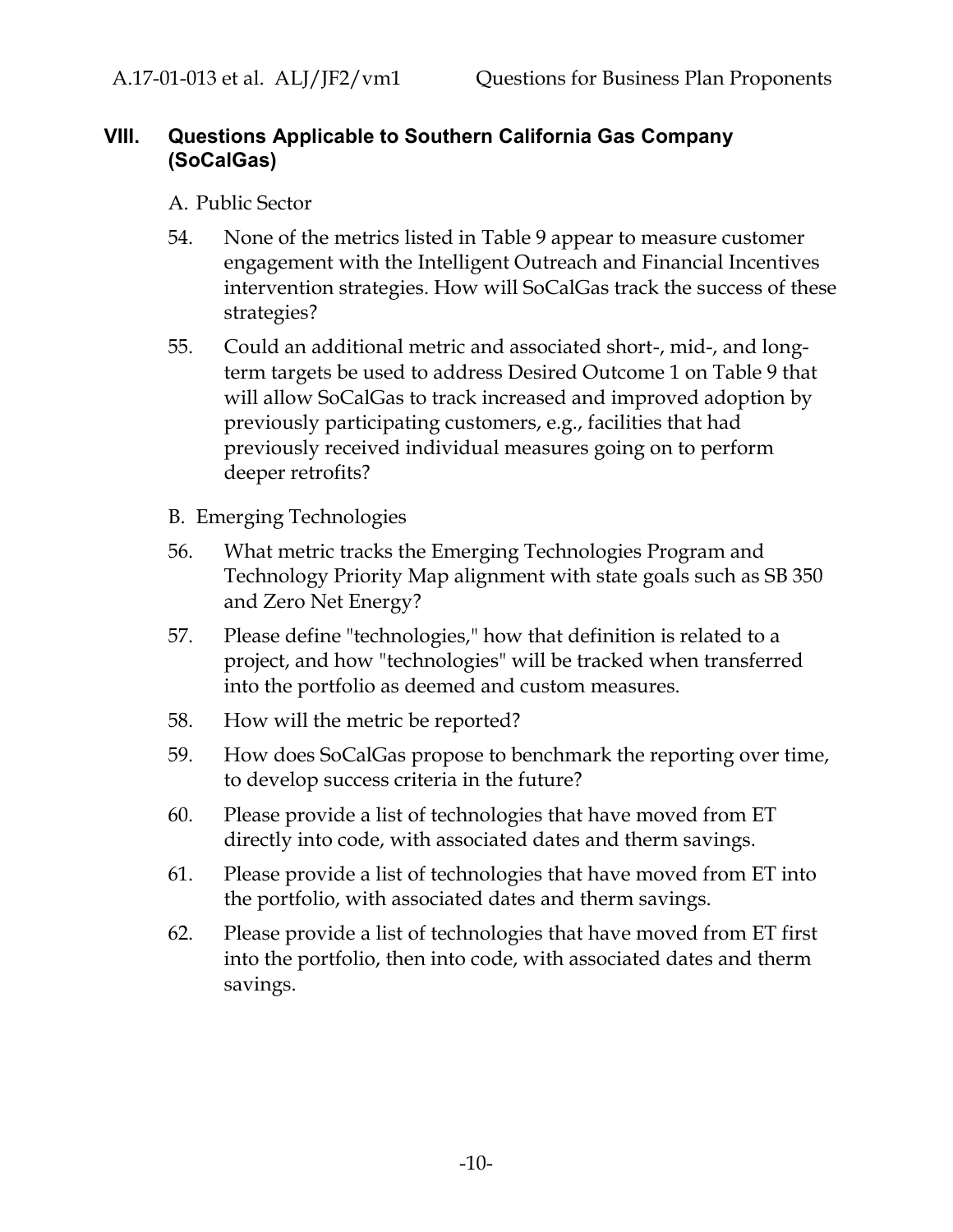## VIII. Questions Applicable to Southern California Gas Company (SoCalGas)

A. Public Sector

54. None of the metrics listed in Table 9 appear to measure customer engagement with the Intelligent Outreach and Financial Incentives intervention strategies. How will SoCalGas track the success of these strategies?

55. Could an additional metric and associated short-, mid-, and long-term targets be used to address Desired Outcome 1 on Table 9 that will allow SoCalGas to track increased and improved adoption by previously participating customers, e.g., facilities that had previously received individual measures going on to perform deeper retrofits?

B. Emerging Technologies

56. What metric tracks the Emerging Technologies Program and Technology Priority Map alignment with state goals such as SB 350 and Zero Net Energy?

57. Please define "technologies," how that definition is related to a project, and how "technologies" will be tracked when transferred into the portfolio as deemed and custom measures.

58. How will the metric be reported?

59. How does SoCalGas propose to benchmark the reporting over time, to develop success criteria in the future?

60. Please provide a list of technologies that have moved from ET directly into code, with associated dates and therm savings.

61. Please provide a list of technologies that have moved from ET into the portfolio, with associated dates and therm savings.

62. Please provide a list of technologies that have moved from ET first into the portfolio, then into code, with associated dates and therm savings.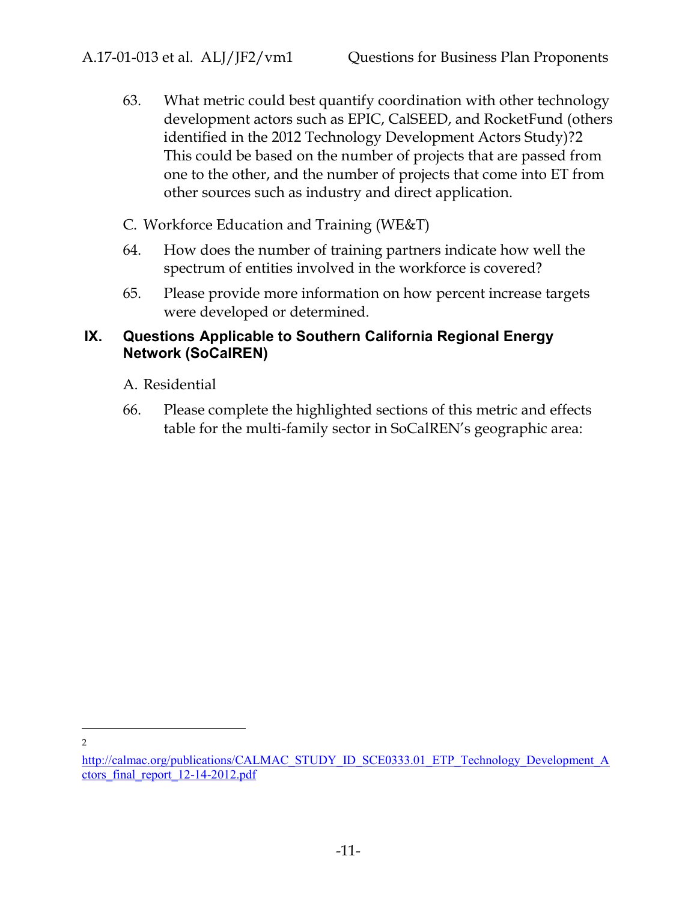63. What metric could best quantify coordination with other technology development actors such as EPIC, CalSEED, and RocketFund (others identified in the 2012 Technology Development Actors Study)?[2] This could be based on the number of projects that are passed from one to the other, and the number of projects that come into ET from other sources such as industry and direct application.

C. Workforce Education and Training (WE&T)

64. How does the number of training partners indicate how well the spectrum of entities involved in the workforce is covered?

65. Please provide more information on how percent increase targets were developed or determined.

## IX. Questions Applicable to Southern California Regional Energy Network (SoCalREN)

A. Residential

66. Please complete the highlighted sections of this metric and effects table for the multi-family sector in SoCalREN's geographic area:

---

[2] http://calmac.org/publications/CALMAC_STUDY_ID_SCE0333.01_ETP_Technology_Development_Actors_final_report_12-14-2012.pdf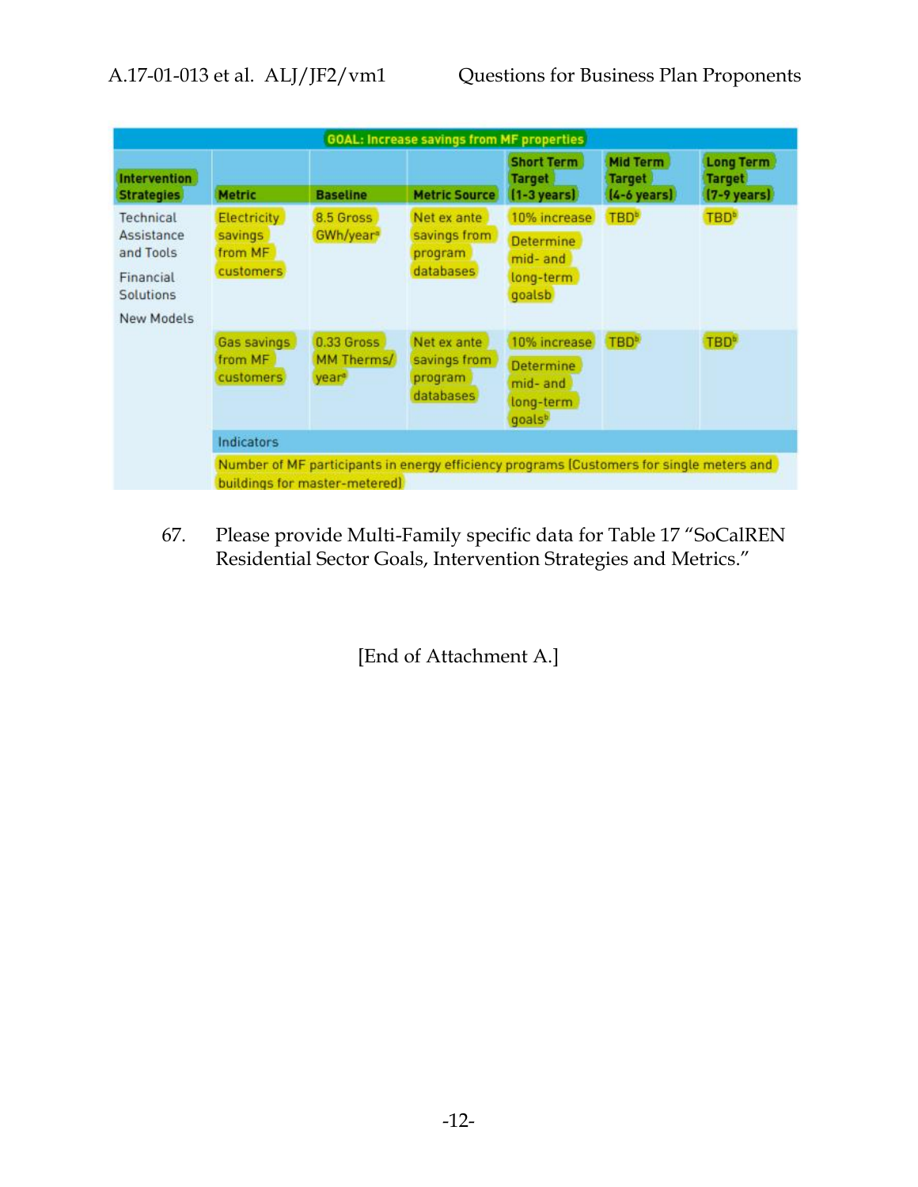| GOAL: Increase savings from MF properties | | | | | | |
|---|---|---|---|---|---|---|
| Intervention Strategies | Metric | Baseline | Metric Source | Short Term Target (1-3 years) | Mid Term Target (4-6 years) | Long Term Target (7-9 years) |
| Technical Assistance and Tools<br><br>Financial Solutions<br><br>New Models | Electricity savings from MF customers | 8.5 Gross GWh/year[a] | Net ex ante savings from program databases | 10% increase<br><br>Determine mid- and long-term goalsb | TBD[b] | TBD[b] |
| | Gas savings from MF customers | 0.33 Gross MM Therms/ year[a] | Net ex ante savings from program databases | 10% increase<br><br>Determine mid- and long-term goals[b] | TBD[b] | TBD[b] |
| | Indicators | | | | | |
| | Number of MF participants in energy efficiency programs (Customers for single meters and buildings for master-metered) | | | | | |

67. Please provide Multi-Family specific data for Table 17 "SoCalREN Residential Sector Goals, Intervention Strategies and Metrics."

[End of Attachment A.]